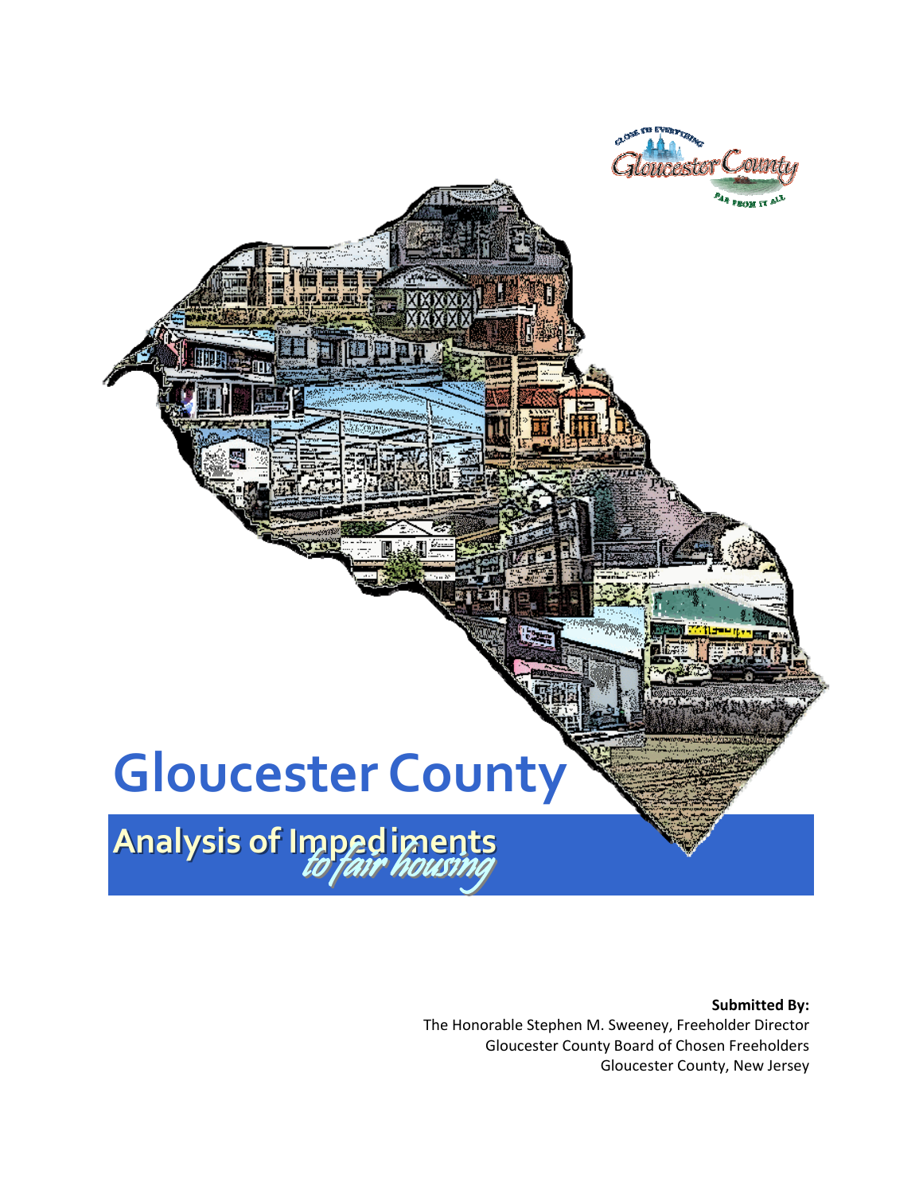# Gloucester County

## Analysis of Impediments *to fair housing*

**Submitted By:**
The Honorable Stephen M. Sweeney, Freeholder Director
Gloucester County Board of Chosen Freeholders
Gloucester County, New Jersey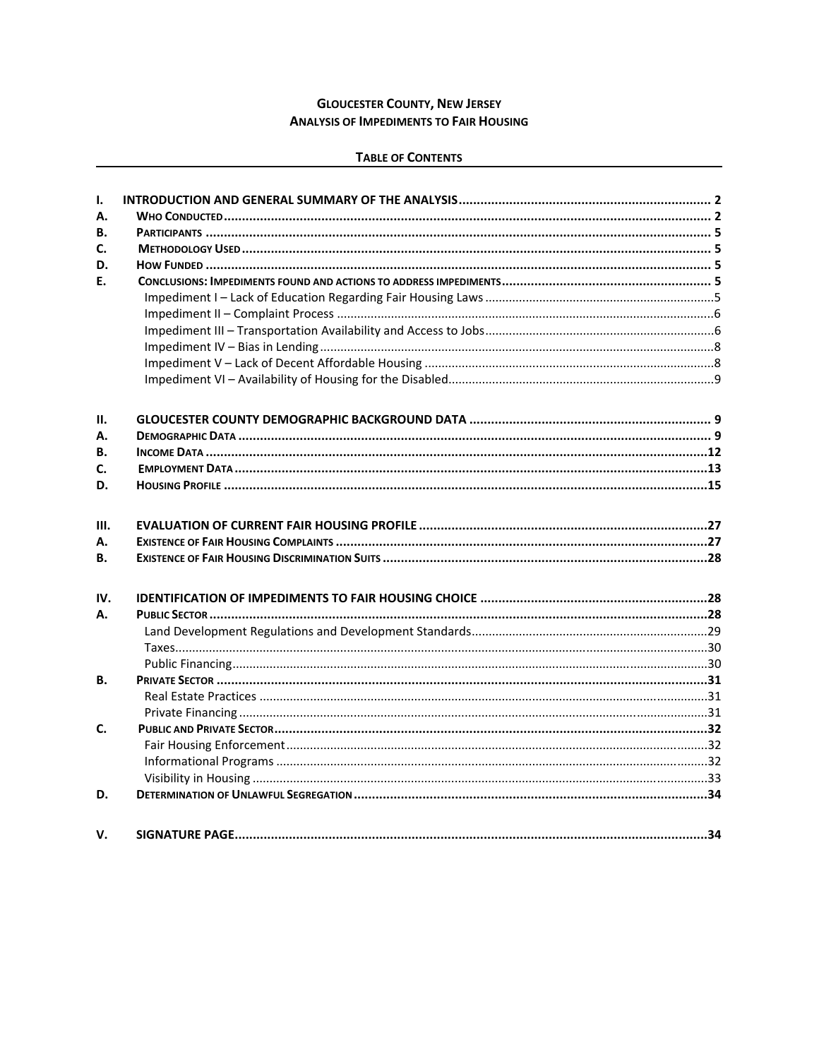# GLOUCESTER COUNTY, NEW JERSEY
# ANALYSIS OF IMPEDIMENTS TO FAIR HOUSING

## TABLE OF CONTENTS

| | | |
|---|---|---|
| **I.** | **INTRODUCTION AND GENERAL SUMMARY OF THE ANALYSIS** | **2** |
| **A.** | **WHO CONDUCTED** | **2** |
| **B.** | **PARTICIPANTS** | **5** |
| **C.** | **METHODOLOGY USED** | **5** |
| **D.** | **HOW FUNDED** | **5** |
| **E.** | **CONCLUSIONS: IMPEDIMENTS FOUND AND ACTIONS TO ADDRESS IMPEDIMENTS** | **5** |
| | Impediment I – Lack of Education Regarding Fair Housing Laws | 5 |
| | Impediment II – Complaint Process | 6 |
| | Impediment III – Transportation Availability and Access to Jobs | 6 |
| | Impediment IV – Bias in Lending | 8 |
| | Impediment V – Lack of Decent Affordable Housing | 8 |
| | Impediment VI – Availability of Housing for the Disabled | 9 |
| **II.** | **GLOUCESTER COUNTY DEMOGRAPHIC BACKGROUND DATA** | **9** |
| **A.** | **DEMOGRAPHIC DATA** | **9** |
| **B.** | **INCOME DATA** | **12** |
| **C.** | **EMPLOYMENT DATA** | **13** |
| **D.** | **HOUSING PROFILE** | **15** |
| **III.** | **EVALUATION OF CURRENT FAIR HOUSING PROFILE** | **27** |
| **A.** | **EXISTENCE OF FAIR HOUSING COMPLAINTS** | **27** |
| **B.** | **EXISTENCE OF FAIR HOUSING DISCRIMINATION SUITS** | **28** |
| **IV.** | **IDENTIFICATION OF IMPEDIMENTS TO FAIR HOUSING CHOICE** | **28** |
| **A.** | **PUBLIC SECTOR** | **28** |
| | Land Development Regulations and Development Standards | 29 |
| | Taxes | 30 |
| | Public Financing | 30 |
| **B.** | **PRIVATE SECTOR** | **31** |
| | Real Estate Practices | 31 |
| | Private Financing | 31 |
| **C.** | **PUBLIC AND PRIVATE SECTOR** | **32** |
| | Fair Housing Enforcement | 32 |
| | Informational Programs | 32 |
| | Visibility in Housing | 33 |
| **D.** | **DETERMINATION OF UNLAWFUL SEGREGATION** | **34** |
| **V.** | **SIGNATURE PAGE** | **34** |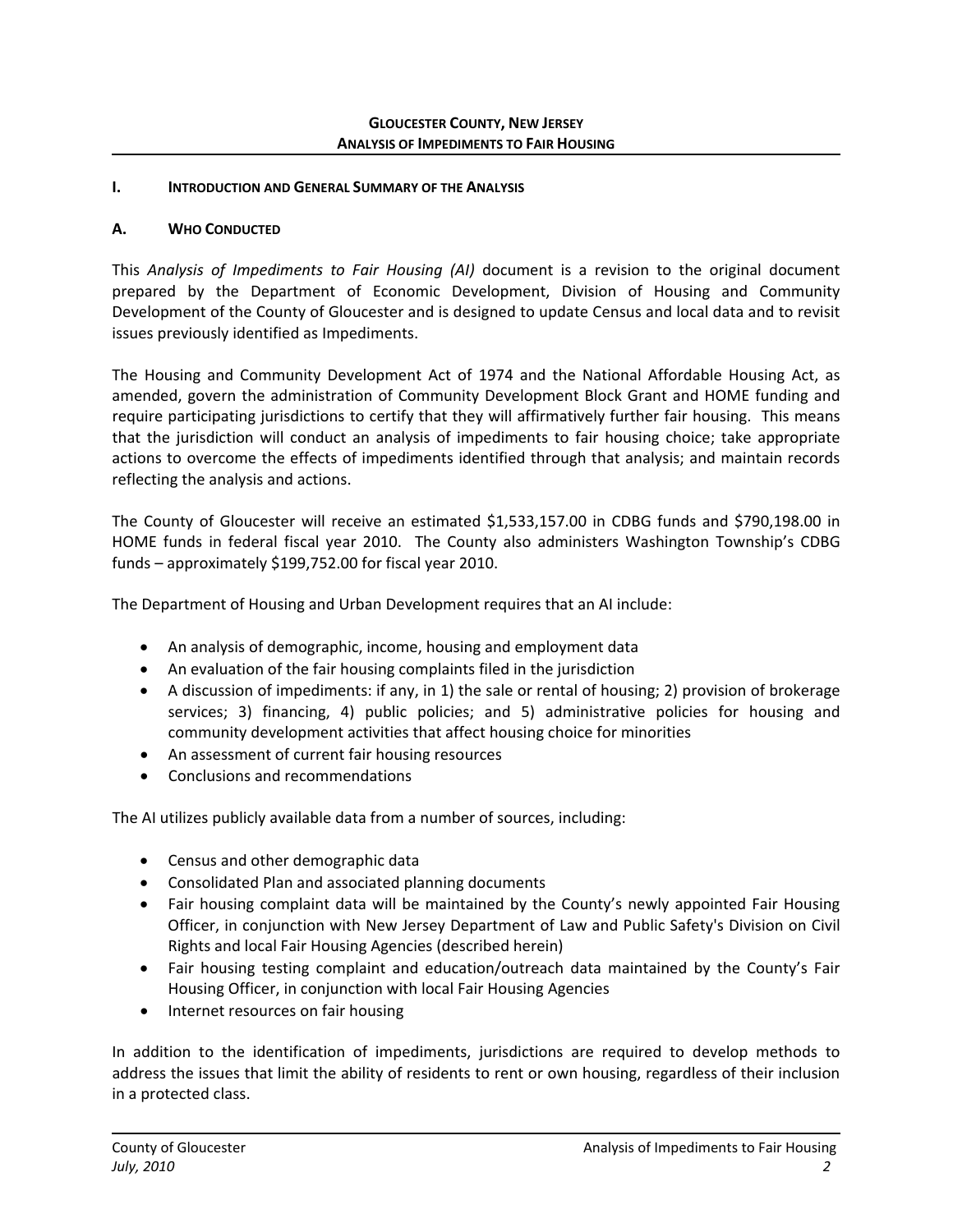## I. Introduction and General Summary of the Analysis

### A. Who Conducted

This *Analysis of Impediments to Fair Housing (AI)* document is a revision to the original document prepared by the Department of Economic Development, Division of Housing and Community Development of the County of Gloucester and is designed to update Census and local data and to revisit issues previously identified as Impediments.

The Housing and Community Development Act of 1974 and the National Affordable Housing Act, as amended, govern the administration of Community Development Block Grant and HOME funding and require participating jurisdictions to certify that they will affirmatively further fair housing. This means that the jurisdiction will conduct an analysis of impediments to fair housing choice; take appropriate actions to overcome the effects of impediments identified through that analysis; and maintain records reflecting the analysis and actions.

The County of Gloucester will receive an estimated $1,533,157.00 in CDBG funds and $790,198.00 in HOME funds in federal fiscal year 2010. The County also administers Washington Township's CDBG funds – approximately $199,752.00 for fiscal year 2010.

The Department of Housing and Urban Development requires that an AI include:

- An analysis of demographic, income, housing and employment data
- An evaluation of the fair housing complaints filed in the jurisdiction
- A discussion of impediments: if any, in 1) the sale or rental of housing; 2) provision of brokerage services; 3) financing, 4) public policies; and 5) administrative policies for housing and community development activities that affect housing choice for minorities
- An assessment of current fair housing resources
- Conclusions and recommendations

The AI utilizes publicly available data from a number of sources, including:

- Census and other demographic data
- Consolidated Plan and associated planning documents
- Fair housing complaint data will be maintained by the County's newly appointed Fair Housing Officer, in conjunction with New Jersey Department of Law and Public Safety's Division on Civil Rights and local Fair Housing Agencies (described herein)
- Fair housing testing complaint and education/outreach data maintained by the County's Fair Housing Officer, in conjunction with local Fair Housing Agencies
- Internet resources on fair housing

In addition to the identification of impediments, jurisdictions are required to develop methods to address the issues that limit the ability of residents to rent or own housing, regardless of their inclusion in a protected class.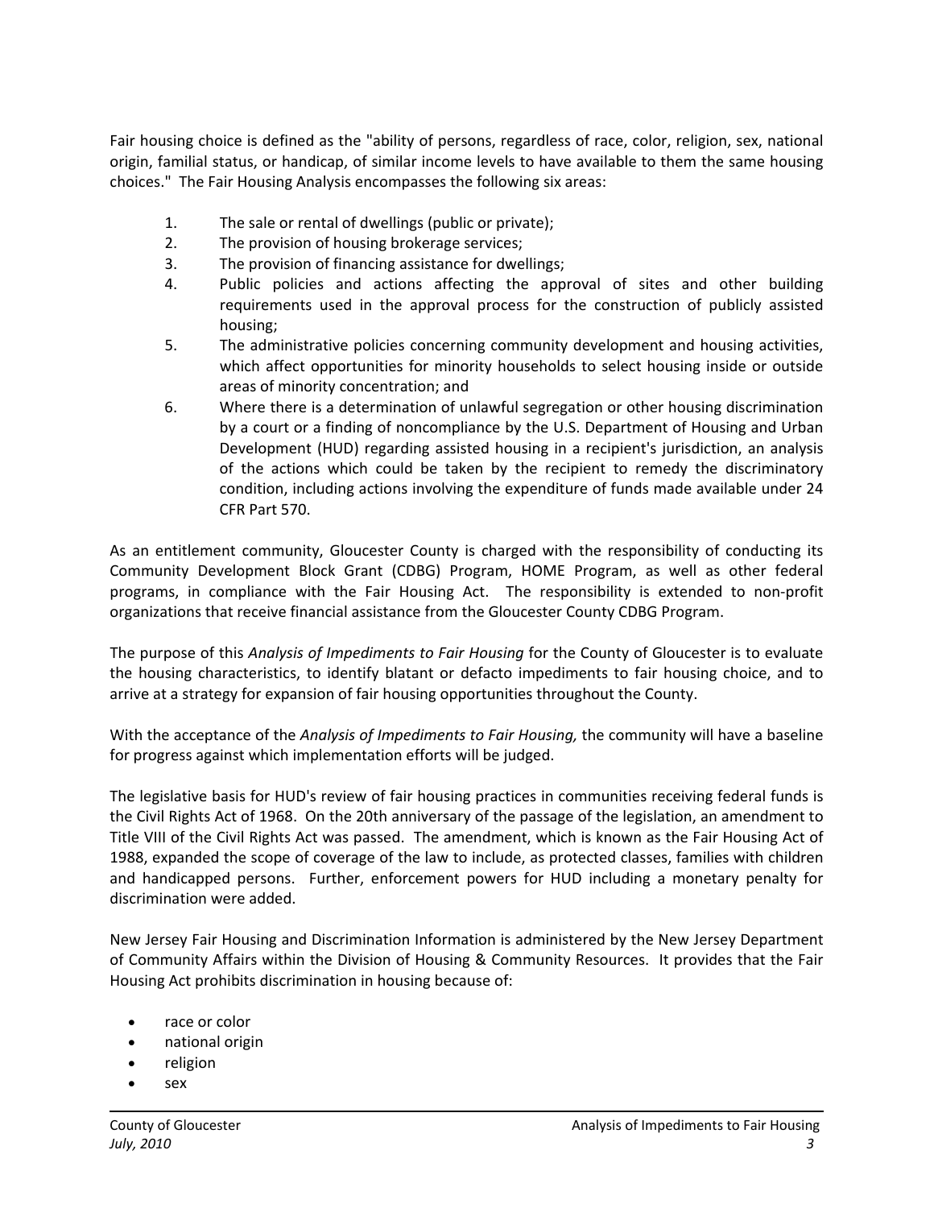Fair housing choice is defined as the "ability of persons, regardless of race, color, religion, sex, national origin, familial status, or handicap, of similar income levels to have available to them the same housing choices." The Fair Housing Analysis encompasses the following six areas:

1. The sale or rental of dwellings (public or private);
2. The provision of housing brokerage services;
3. The provision of financing assistance for dwellings;
4. Public policies and actions affecting the approval of sites and other building requirements used in the approval process for the construction of publicly assisted housing;
5. The administrative policies concerning community development and housing activities, which affect opportunities for minority households to select housing inside or outside areas of minority concentration; and
6. Where there is a determination of unlawful segregation or other housing discrimination by a court or a finding of noncompliance by the U.S. Department of Housing and Urban Development (HUD) regarding assisted housing in a recipient's jurisdiction, an analysis of the actions which could be taken by the recipient to remedy the discriminatory condition, including actions involving the expenditure of funds made available under 24 CFR Part 570.

As an entitlement community, Gloucester County is charged with the responsibility of conducting its Community Development Block Grant (CDBG) Program, HOME Program, as well as other federal programs, in compliance with the Fair Housing Act. The responsibility is extended to non-profit organizations that receive financial assistance from the Gloucester County CDBG Program.

The purpose of this *Analysis of Impediments to Fair Housing* for the County of Gloucester is to evaluate the housing characteristics, to identify blatant or defacto impediments to fair housing choice, and to arrive at a strategy for expansion of fair housing opportunities throughout the County.

With the acceptance of the *Analysis of Impediments to Fair Housing,* the community will have a baseline for progress against which implementation efforts will be judged.

The legislative basis for HUD's review of fair housing practices in communities receiving federal funds is the Civil Rights Act of 1968. On the 20th anniversary of the passage of the legislation, an amendment to Title VIII of the Civil Rights Act was passed. The amendment, which is known as the Fair Housing Act of 1988, expanded the scope of coverage of the law to include, as protected classes, families with children and handicapped persons. Further, enforcement powers for HUD including a monetary penalty for discrimination were added.

New Jersey Fair Housing and Discrimination Information is administered by the New Jersey Department of Community Affairs within the Division of Housing & Community Resources. It provides that the Fair Housing Act prohibits discrimination in housing because of:

- race or color
- national origin
- religion
- sex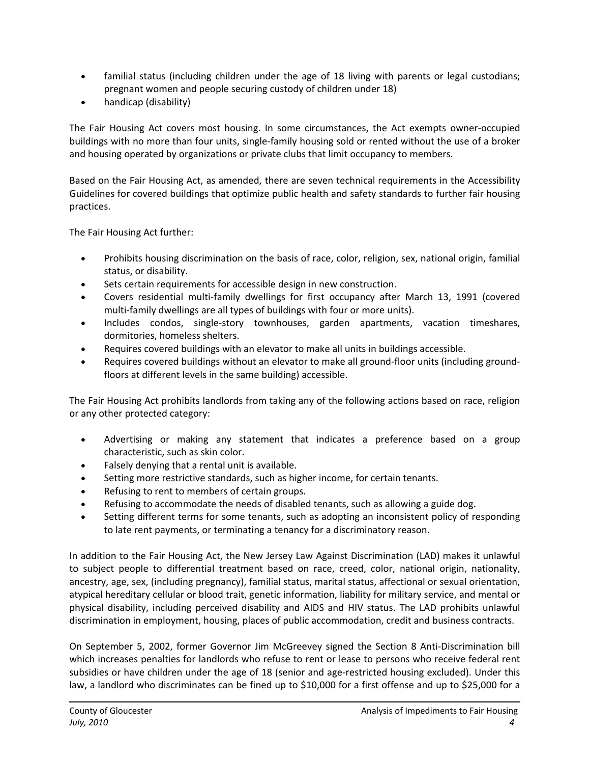- familial status (including children under the age of 18 living with parents or legal custodians; pregnant women and people securing custody of children under 18)
- handicap (disability)

The Fair Housing Act covers most housing. In some circumstances, the Act exempts owner-occupied buildings with no more than four units, single-family housing sold or rented without the use of a broker and housing operated by organizations or private clubs that limit occupancy to members.

Based on the Fair Housing Act, as amended, there are seven technical requirements in the Accessibility Guidelines for covered buildings that optimize public health and safety standards to further fair housing practices.

The Fair Housing Act further:

- Prohibits housing discrimination on the basis of race, color, religion, sex, national origin, familial status, or disability.
- Sets certain requirements for accessible design in new construction.
- Covers residential multi-family dwellings for first occupancy after March 13, 1991 (covered multi-family dwellings are all types of buildings with four or more units).
- Includes condos, single-story townhouses, garden apartments, vacation timeshares, dormitories, homeless shelters.
- Requires covered buildings with an elevator to make all units in buildings accessible.
- Requires covered buildings without an elevator to make all ground-floor units (including ground-floors at different levels in the same building) accessible.

The Fair Housing Act prohibits landlords from taking any of the following actions based on race, religion or any other protected category:

- Advertising or making any statement that indicates a preference based on a group characteristic, such as skin color.
- Falsely denying that a rental unit is available.
- Setting more restrictive standards, such as higher income, for certain tenants.
- Refusing to rent to members of certain groups.
- Refusing to accommodate the needs of disabled tenants, such as allowing a guide dog.
- Setting different terms for some tenants, such as adopting an inconsistent policy of responding to late rent payments, or terminating a tenancy for a discriminatory reason.

In addition to the Fair Housing Act, the New Jersey Law Against Discrimination (LAD) makes it unlawful to subject people to differential treatment based on race, creed, color, national origin, nationality, ancestry, age, sex, (including pregnancy), familial status, marital status, affectional or sexual orientation, atypical hereditary cellular or blood trait, genetic information, liability for military service, and mental or physical disability, including perceived disability and AIDS and HIV status. The LAD prohibits unlawful discrimination in employment, housing, places of public accommodation, credit and business contracts.

On September 5, 2002, former Governor Jim McGreevey signed the Section 8 Anti-Discrimination bill which increases penalties for landlords who refuse to rent or lease to persons who receive federal rent subsidies or have children under the age of 18 (senior and age-restricted housing excluded). Under this law, a landlord who discriminates can be fined up to $10,000 for a first offense and up to $25,000 for a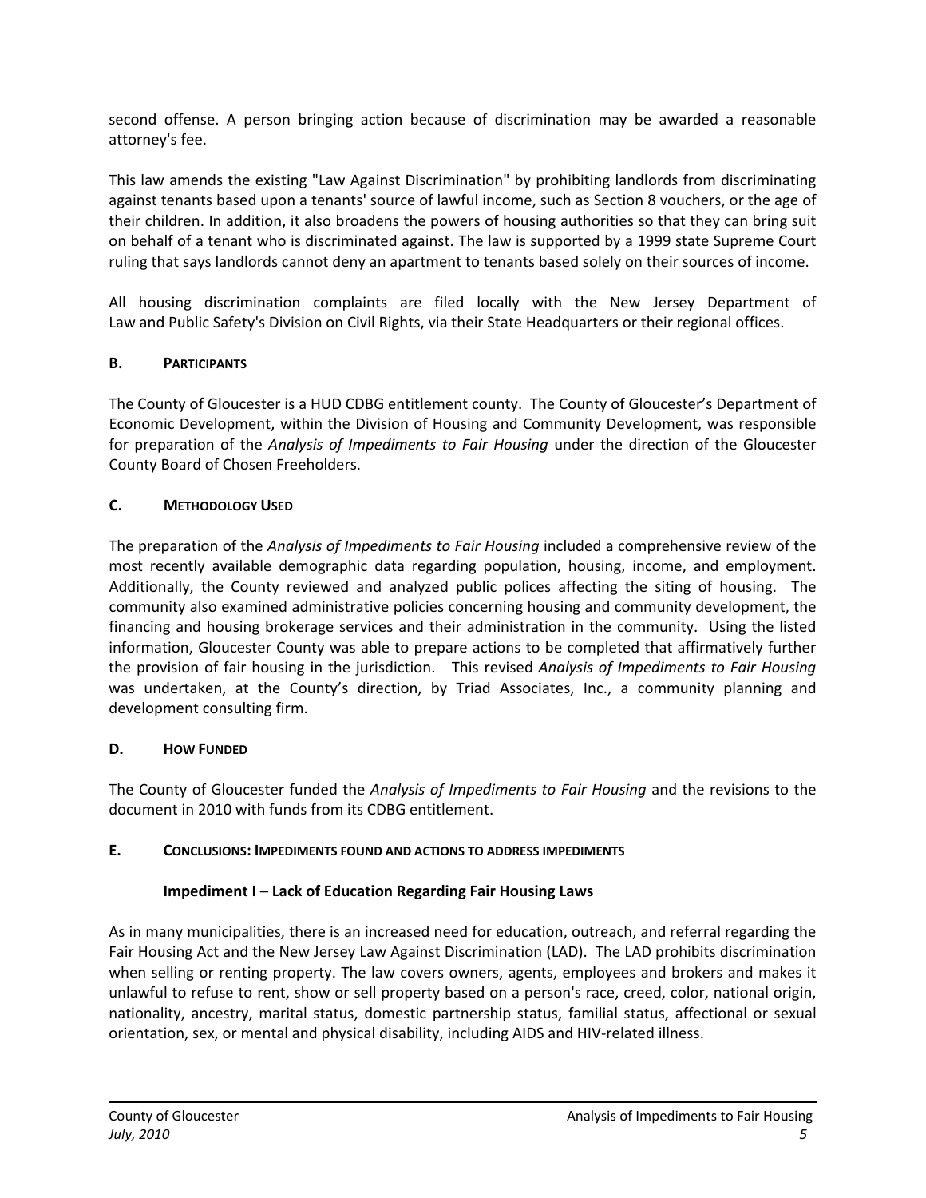second offense. A person bringing action because of discrimination may be awarded a reasonable attorney's fee.

This law amends the existing "Law Against Discrimination" by prohibiting landlords from discriminating against tenants based upon a tenants' source of lawful income, such as Section 8 vouchers, or the age of their children. In addition, it also broadens the powers of housing authorities so that they can bring suit on behalf of a tenant who is discriminated against. The law is supported by a 1999 state Supreme Court ruling that says landlords cannot deny an apartment to tenants based solely on their sources of income.

All housing discrimination complaints are filed locally with the New Jersey Department of Law and Public Safety's Division on Civil Rights, via their State Headquarters or their regional offices.

### B. PARTICIPANTS

The County of Gloucester is a HUD CDBG entitlement county. The County of Gloucester's Department of Economic Development, within the Division of Housing and Community Development, was responsible for preparation of the *Analysis of Impediments to Fair Housing* under the direction of the Gloucester County Board of Chosen Freeholders.

### C. METHODOLOGY USED

The preparation of the *Analysis of Impediments to Fair Housing* included a comprehensive review of the most recently available demographic data regarding population, housing, income, and employment. Additionally, the County reviewed and analyzed public polices affecting the siting of housing. The community also examined administrative policies concerning housing and community development, the financing and housing brokerage services and their administration in the community. Using the listed information, Gloucester County was able to prepare actions to be completed that affirmatively further the provision of fair housing in the jurisdiction. This revised *Analysis of Impediments to Fair Housing* was undertaken, at the County's direction, by Triad Associates, Inc., a community planning and development consulting firm.

### D. HOW FUNDED

The County of Gloucester funded the *Analysis of Impediments to Fair Housing* and the revisions to the document in 2010 with funds from its CDBG entitlement.

### E. CONCLUSIONS: IMPEDIMENTS FOUND AND ACTIONS TO ADDRESS IMPEDIMENTS

#### Impediment I – Lack of Education Regarding Fair Housing Laws

As in many municipalities, there is an increased need for education, outreach, and referral regarding the Fair Housing Act and the New Jersey Law Against Discrimination (LAD). The LAD prohibits discrimination when selling or renting property. The law covers owners, agents, employees and brokers and makes it unlawful to refuse to rent, show or sell property based on a person's race, creed, color, national origin, nationality, ancestry, marital status, domestic partnership status, familial status, affectional or sexual orientation, sex, or mental and physical disability, including AIDS and HIV-related illness.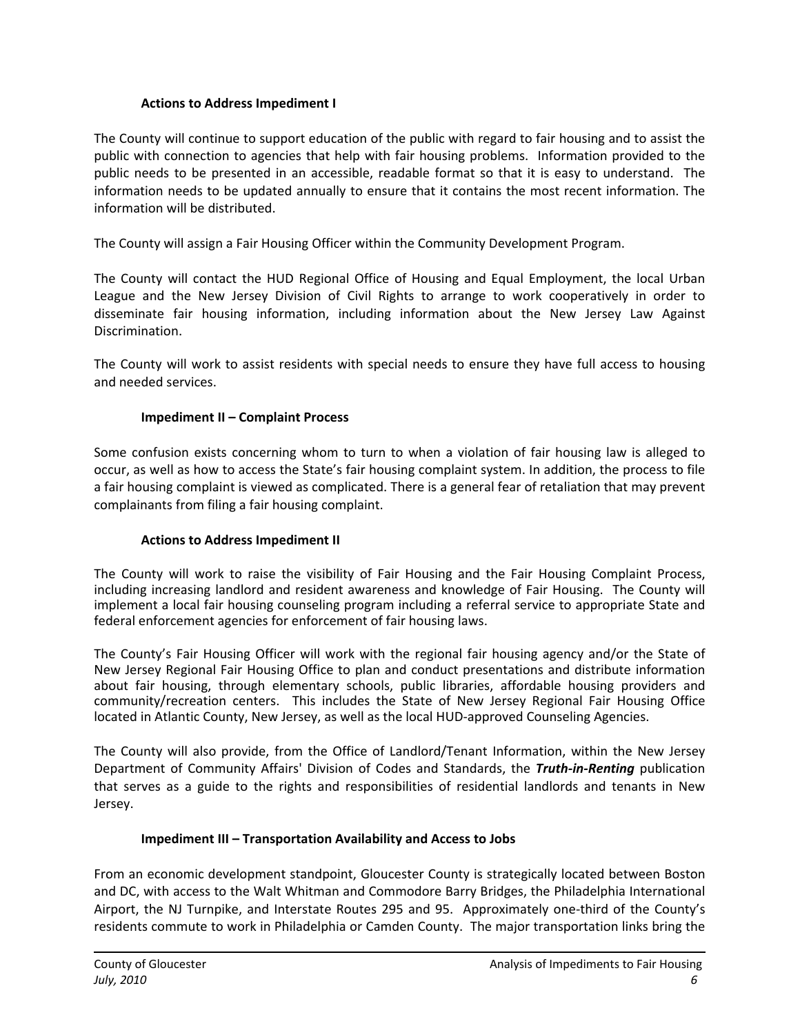### Actions to Address Impediment I

The County will continue to support education of the public with regard to fair housing and to assist the public with connection to agencies that help with fair housing problems. Information provided to the public needs to be presented in an accessible, readable format so that it is easy to understand. The information needs to be updated annually to ensure that it contains the most recent information. The information will be distributed.

The County will assign a Fair Housing Officer within the Community Development Program.

The County will contact the HUD Regional Office of Housing and Equal Employment, the local Urban League and the New Jersey Division of Civil Rights to arrange to work cooperatively in order to disseminate fair housing information, including information about the New Jersey Law Against Discrimination.

The County will work to assist residents with special needs to ensure they have full access to housing and needed services.

### Impediment II – Complaint Process

Some confusion exists concerning whom to turn to when a violation of fair housing law is alleged to occur, as well as how to access the State's fair housing complaint system. In addition, the process to file a fair housing complaint is viewed as complicated. There is a general fear of retaliation that may prevent complainants from filing a fair housing complaint.

### Actions to Address Impediment II

The County will work to raise the visibility of Fair Housing and the Fair Housing Complaint Process, including increasing landlord and resident awareness and knowledge of Fair Housing. The County will implement a local fair housing counseling program including a referral service to appropriate State and federal enforcement agencies for enforcement of fair housing laws.

The County's Fair Housing Officer will work with the regional fair housing agency and/or the State of New Jersey Regional Fair Housing Office to plan and conduct presentations and distribute information about fair housing, through elementary schools, public libraries, affordable housing providers and community/recreation centers. This includes the State of New Jersey Regional Fair Housing Office located in Atlantic County, New Jersey, as well as the local HUD-approved Counseling Agencies.

The County will also provide, from the Office of Landlord/Tenant Information, within the New Jersey Department of Community Affairs' Division of Codes and Standards, the ***Truth-in-Renting*** publication that serves as a guide to the rights and responsibilities of residential landlords and tenants in New Jersey.

### Impediment III – Transportation Availability and Access to Jobs

From an economic development standpoint, Gloucester County is strategically located between Boston and DC, with access to the Walt Whitman and Commodore Barry Bridges, the Philadelphia International Airport, the NJ Turnpike, and Interstate Routes 295 and 95. Approximately one-third of the County's residents commute to work in Philadelphia or Camden County. The major transportation links bring the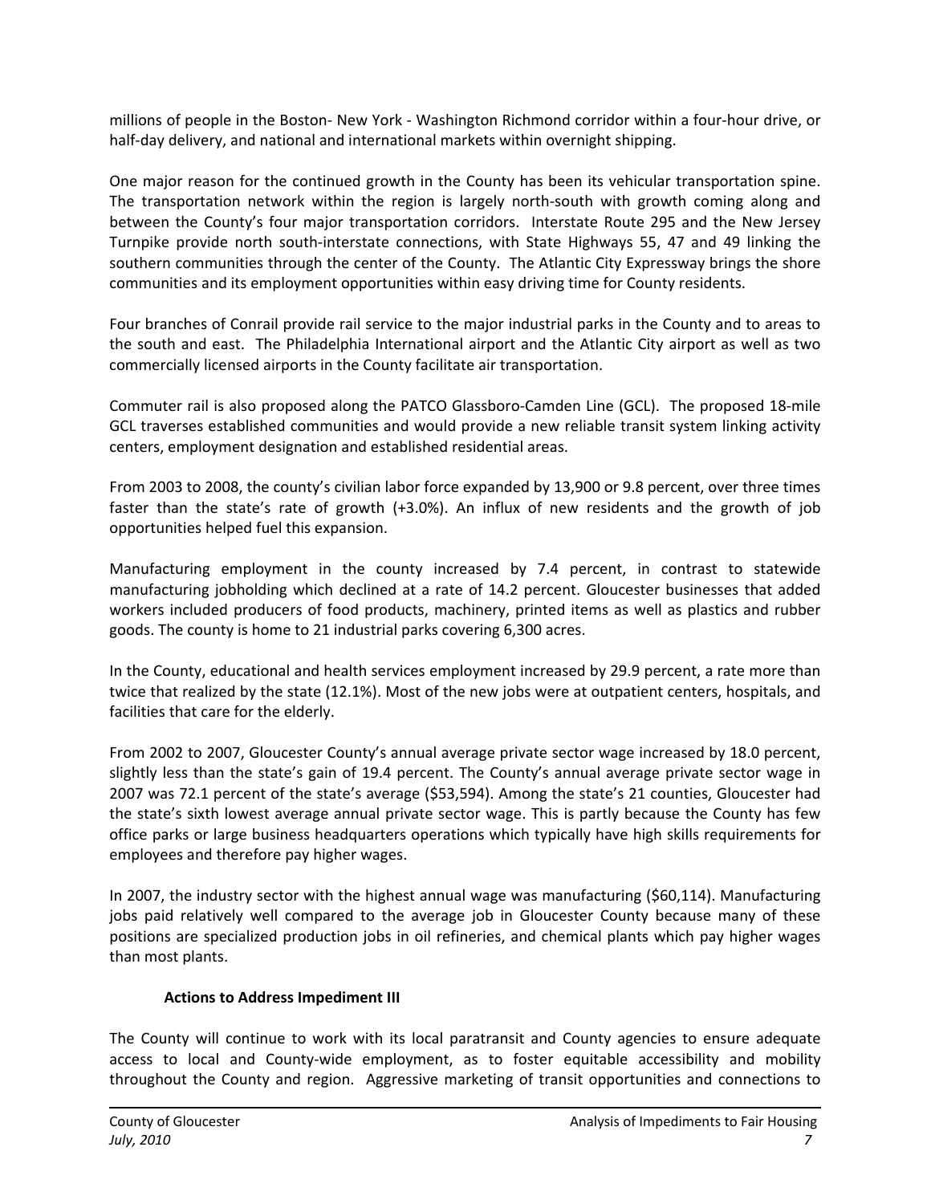millions of people in the Boston- New York - Washington Richmond corridor within a four-hour drive, or half-day delivery, and national and international markets within overnight shipping.

One major reason for the continued growth in the County has been its vehicular transportation spine. The transportation network within the region is largely north-south with growth coming along and between the County's four major transportation corridors. Interstate Route 295 and the New Jersey Turnpike provide north south-interstate connections, with State Highways 55, 47 and 49 linking the southern communities through the center of the County. The Atlantic City Expressway brings the shore communities and its employment opportunities within easy driving time for County residents.

Four branches of Conrail provide rail service to the major industrial parks in the County and to areas to the south and east. The Philadelphia International airport and the Atlantic City airport as well as two commercially licensed airports in the County facilitate air transportation.

Commuter rail is also proposed along the PATCO Glassboro-Camden Line (GCL). The proposed 18-mile GCL traverses established communities and would provide a new reliable transit system linking activity centers, employment designation and established residential areas.

From 2003 to 2008, the county's civilian labor force expanded by 13,900 or 9.8 percent, over three times faster than the state's rate of growth (+3.0%). An influx of new residents and the growth of job opportunities helped fuel this expansion.

Manufacturing employment in the county increased by 7.4 percent, in contrast to statewide manufacturing jobholding which declined at a rate of 14.2 percent. Gloucester businesses that added workers included producers of food products, machinery, printed items as well as plastics and rubber goods. The county is home to 21 industrial parks covering 6,300 acres.

In the County, educational and health services employment increased by 29.9 percent, a rate more than twice that realized by the state (12.1%). Most of the new jobs were at outpatient centers, hospitals, and facilities that care for the elderly.

From 2002 to 2007, Gloucester County's annual average private sector wage increased by 18.0 percent, slightly less than the state's gain of 19.4 percent. The County's annual average private sector wage in 2007 was 72.1 percent of the state's average ($53,594). Among the state's 21 counties, Gloucester had the state's sixth lowest average annual private sector wage. This is partly because the County has few office parks or large business headquarters operations which typically have high skills requirements for employees and therefore pay higher wages.

In 2007, the industry sector with the highest annual wage was manufacturing ($60,114). Manufacturing jobs paid relatively well compared to the average job in Gloucester County because many of these positions are specialized production jobs in oil refineries, and chemical plants which pay higher wages than most plants.

**Actions to Address Impediment III**

The County will continue to work with its local paratransit and County agencies to ensure adequate access to local and County-wide employment, as to foster equitable accessibility and mobility throughout the County and region. Aggressive marketing of transit opportunities and connections to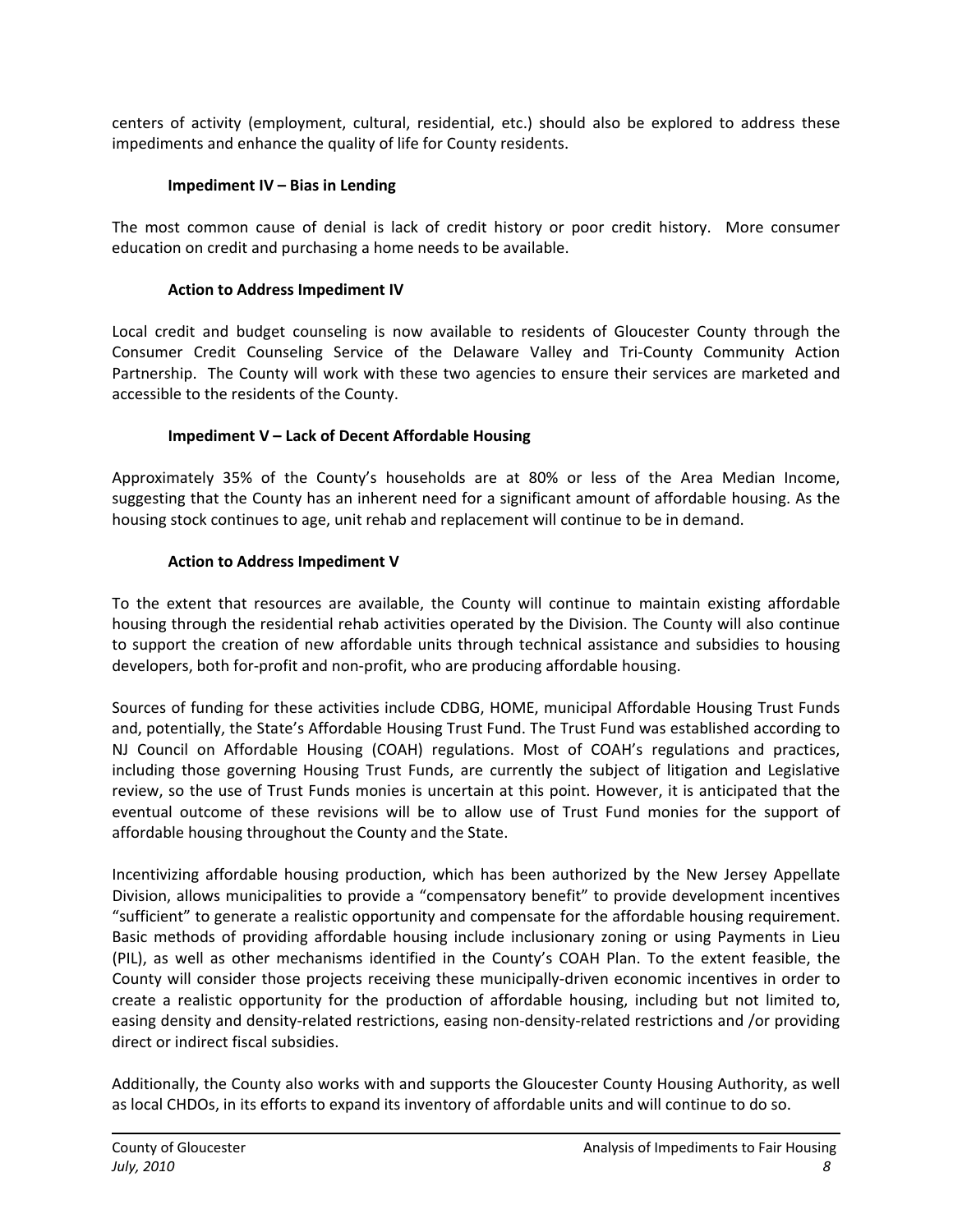centers of activity (employment, cultural, residential, etc.) should also be explored to address these impediments and enhance the quality of life for County residents.

### Impediment IV – Bias in Lending

The most common cause of denial is lack of credit history or poor credit history. More consumer education on credit and purchasing a home needs to be available.

### Action to Address Impediment IV

Local credit and budget counseling is now available to residents of Gloucester County through the Consumer Credit Counseling Service of the Delaware Valley and Tri-County Community Action Partnership. The County will work with these two agencies to ensure their services are marketed and accessible to the residents of the County.

### Impediment V – Lack of Decent Affordable Housing

Approximately 35% of the County's households are at 80% or less of the Area Median Income, suggesting that the County has an inherent need for a significant amount of affordable housing. As the housing stock continues to age, unit rehab and replacement will continue to be in demand.

### Action to Address Impediment V

To the extent that resources are available, the County will continue to maintain existing affordable housing through the residential rehab activities operated by the Division. The County will also continue to support the creation of new affordable units through technical assistance and subsidies to housing developers, both for-profit and non-profit, who are producing affordable housing.

Sources of funding for these activities include CDBG, HOME, municipal Affordable Housing Trust Funds and, potentially, the State's Affordable Housing Trust Fund. The Trust Fund was established according to NJ Council on Affordable Housing (COAH) regulations. Most of COAH's regulations and practices, including those governing Housing Trust Funds, are currently the subject of litigation and Legislative review, so the use of Trust Funds monies is uncertain at this point. However, it is anticipated that the eventual outcome of these revisions will be to allow use of Trust Fund monies for the support of affordable housing throughout the County and the State.

Incentivizing affordable housing production, which has been authorized by the New Jersey Appellate Division, allows municipalities to provide a "compensatory benefit" to provide development incentives "sufficient" to generate a realistic opportunity and compensate for the affordable housing requirement. Basic methods of providing affordable housing include inclusionary zoning or using Payments in Lieu (PIL), as well as other mechanisms identified in the County's COAH Plan. To the extent feasible, the County will consider those projects receiving these municipally-driven economic incentives in order to create a realistic opportunity for the production of affordable housing, including but not limited to, easing density and density-related restrictions, easing non-density-related restrictions and /or providing direct or indirect fiscal subsidies.

Additionally, the County also works with and supports the Gloucester County Housing Authority, as well as local CHDOs, in its efforts to expand its inventory of affordable units and will continue to do so.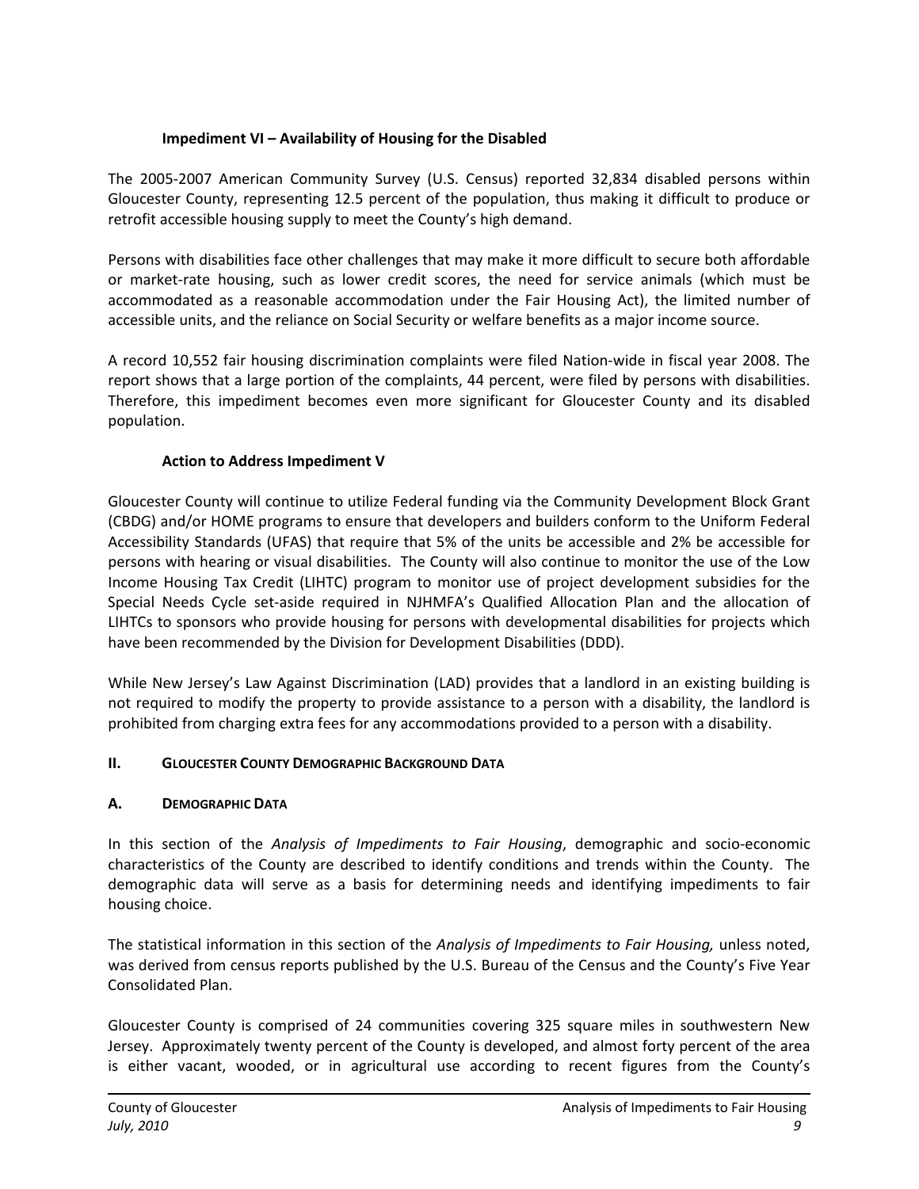### Impediment VI – Availability of Housing for the Disabled

The 2005-2007 American Community Survey (U.S. Census) reported 32,834 disabled persons within Gloucester County, representing 12.5 percent of the population, thus making it difficult to produce or retrofit accessible housing supply to meet the County's high demand.

Persons with disabilities face other challenges that may make it more difficult to secure both affordable or market-rate housing, such as lower credit scores, the need for service animals (which must be accommodated as a reasonable accommodation under the Fair Housing Act), the limited number of accessible units, and the reliance on Social Security or welfare benefits as a major income source.

A record 10,552 fair housing discrimination complaints were filed Nation-wide in fiscal year 2008. The report shows that a large portion of the complaints, 44 percent, were filed by persons with disabilities. Therefore, this impediment becomes even more significant for Gloucester County and its disabled population.

### Action to Address Impediment V

Gloucester County will continue to utilize Federal funding via the Community Development Block Grant (CBDG) and/or HOME programs to ensure that developers and builders conform to the Uniform Federal Accessibility Standards (UFAS) that require that 5% of the units be accessible and 2% be accessible for persons with hearing or visual disabilities. The County will also continue to monitor the use of the Low Income Housing Tax Credit (LIHTC) program to monitor use of project development subsidies for the Special Needs Cycle set-aside required in NJHMFA's Qualified Allocation Plan and the allocation of LIHTCs to sponsors who provide housing for persons with developmental disabilities for projects which have been recommended by the Division for Development Disabilities (DDD).

While New Jersey's Law Against Discrimination (LAD) provides that a landlord in an existing building is not required to modify the property to provide assistance to a person with a disability, the landlord is prohibited from charging extra fees for any accommodations provided to a person with a disability.

## II. Gloucester County Demographic Background Data

### A. Demographic Data

In this section of the *Analysis of Impediments to Fair Housing*, demographic and socio-economic characteristics of the County are described to identify conditions and trends within the County. The demographic data will serve as a basis for determining needs and identifying impediments to fair housing choice.

The statistical information in this section of the *Analysis of Impediments to Fair Housing,* unless noted, was derived from census reports published by the U.S. Bureau of the Census and the County's Five Year Consolidated Plan.

Gloucester County is comprised of 24 communities covering 325 square miles in southwestern New Jersey. Approximately twenty percent of the County is developed, and almost forty percent of the area is either vacant, wooded, or in agricultural use according to recent figures from the County's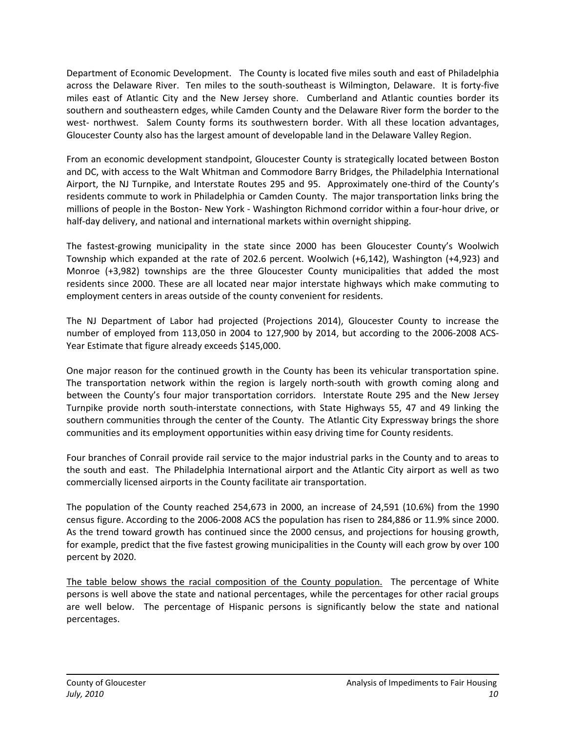Department of Economic Development. The County is located five miles south and east of Philadelphia across the Delaware River. Ten miles to the south-southeast is Wilmington, Delaware. It is forty-five miles east of Atlantic City and the New Jersey shore. Cumberland and Atlantic counties border its southern and southeastern edges, while Camden County and the Delaware River form the border to the west- northwest. Salem County forms its southwestern border. With all these location advantages, Gloucester County also has the largest amount of developable land in the Delaware Valley Region.

From an economic development standpoint, Gloucester County is strategically located between Boston and DC, with access to the Walt Whitman and Commodore Barry Bridges, the Philadelphia International Airport, the NJ Turnpike, and Interstate Routes 295 and 95. Approximately one-third of the County's residents commute to work in Philadelphia or Camden County. The major transportation links bring the millions of people in the Boston- New York - Washington Richmond corridor within a four-hour drive, or half-day delivery, and national and international markets within overnight shipping.

The fastest-growing municipality in the state since 2000 has been Gloucester County's Woolwich Township which expanded at the rate of 202.6 percent. Woolwich (+6,142), Washington (+4,923) and Monroe (+3,982) townships are the three Gloucester County municipalities that added the most residents since 2000. These are all located near major interstate highways which make commuting to employment centers in areas outside of the county convenient for residents.

The NJ Department of Labor had projected (Projections 2014), Gloucester County to increase the number of employed from 113,050 in 2004 to 127,900 by 2014, but according to the 2006-2008 ACS-Year Estimate that figure already exceeds $145,000.

One major reason for the continued growth in the County has been its vehicular transportation spine. The transportation network within the region is largely north-south with growth coming along and between the County's four major transportation corridors. Interstate Route 295 and the New Jersey Turnpike provide north south-interstate connections, with State Highways 55, 47 and 49 linking the southern communities through the center of the County. The Atlantic City Expressway brings the shore communities and its employment opportunities within easy driving time for County residents.

Four branches of Conrail provide rail service to the major industrial parks in the County and to areas to the south and east. The Philadelphia International airport and the Atlantic City airport as well as two commercially licensed airports in the County facilitate air transportation.

The population of the County reached 254,673 in 2000, an increase of 24,591 (10.6%) from the 1990 census figure. According to the 2006-2008 ACS the population has risen to 284,886 or 11.9% since 2000. As the trend toward growth has continued since the 2000 census, and projections for housing growth, for example, predict that the five fastest growing municipalities in the County will each grow by over 100 percent by 2020.

<u>The table below shows the racial composition of the County population.</u> The percentage of White persons is well above the state and national percentages, while the percentages for other racial groups are well below. The percentage of Hispanic persons is significantly below the state and national percentages.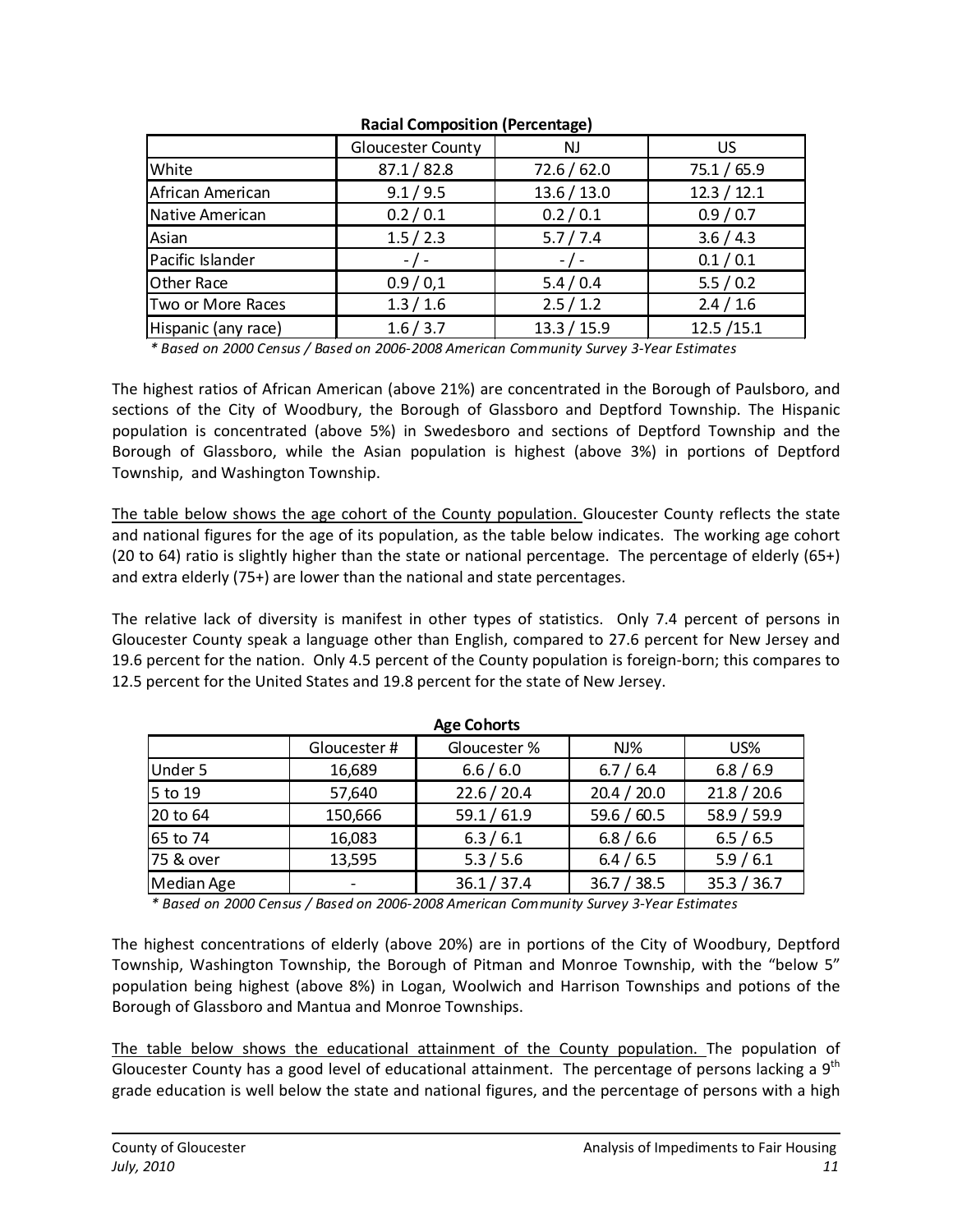**Racial Composition (Percentage)**

| | Gloucester County | NJ | US |
|---|---|---|---|
| White | 87.1 / 82.8 | 72.6 / 62.0 | 75.1 / 65.9 |
| African American | 9.1 / 9.5 | 13.6 / 13.0 | 12.3 / 12.1 |
| Native American | 0.2 / 0.1 | 0.2 / 0.1 | 0.9 / 0.7 |
| Asian | 1.5 / 2.3 | 5.7 / 7.4 | 3.6 / 4.3 |
| Pacific Islander | - / - | - / - | 0.1 / 0.1 |
| Other Race | 0.9 / 0,1 | 5.4 / 0.4 | 5.5 / 0.2 |
| Two or More Races | 1.3 / 1.6 | 2.5 / 1.2 | 2.4 / 1.6 |
| Hispanic (any race) | 1.6 / 3.7 | 13.3 / 15.9 | 12.5 /15.1 |

*\* Based on 2000 Census / Based on 2006-2008 American Community Survey 3-Year Estimates*

The highest ratios of African American (above 21%) are concentrated in the Borough of Paulsboro, and sections of the City of Woodbury, the Borough of Glassboro and Deptford Township. The Hispanic population is concentrated (above 5%) in Swedesboro and sections of Deptford Township and the Borough of Glassboro, while the Asian population is highest (above 3%) in portions of Deptford Township, and Washington Township.

<u>The table below shows the age cohort of the County population.</u> Gloucester County reflects the state and national figures for the age of its population, as the table below indicates. The working age cohort (20 to 64) ratio is slightly higher than the state or national percentage. The percentage of elderly (65+) and extra elderly (75+) are lower than the national and state percentages.

The relative lack of diversity is manifest in other types of statistics. Only 7.4 percent of persons in Gloucester County speak a language other than English, compared to 27.6 percent for New Jersey and 19.6 percent for the nation. Only 4.5 percent of the County population is foreign-born; this compares to 12.5 percent for the United States and 19.8 percent for the state of New Jersey.

**Age Cohorts**

| | Gloucester # | Gloucester % | NJ% | US% |
|---|---|---|---|---|
| Under 5 | 16,689 | 6.6 / 6.0 | 6.7 / 6.4 | 6.8 / 6.9 |
| 5 to 19 | 57,640 | 22.6 / 20.4 | 20.4 / 20.0 | 21.8 / 20.6 |
| 20 to 64 | 150,666 | 59.1 / 61.9 | 59.6 / 60.5 | 58.9 / 59.9 |
| 65 to 74 | 16,083 | 6.3 / 6.1 | 6.8 / 6.6 | 6.5 / 6.5 |
| 75 & over | 13,595 | 5.3 / 5.6 | 6.4 / 6.5 | 5.9 / 6.1 |
| Median Age | - | 36.1 / 37.4 | 36.7 / 38.5 | 35.3 / 36.7 |

*\* Based on 2000 Census / Based on 2006-2008 American Community Survey 3-Year Estimates*

The highest concentrations of elderly (above 20%) are in portions of the City of Woodbury, Deptford Township, Washington Township, the Borough of Pitman and Monroe Township, with the "below 5" population being highest (above 8%) in Logan, Woolwich and Harrison Townships and potions of the Borough of Glassboro and Mantua and Monroe Townships.

<u>The table below shows the educational attainment of the County population.</u> The population of Gloucester County has a good level of educational attainment. The percentage of persons lacking a 9th grade education is well below the state and national figures, and the percentage of persons with a high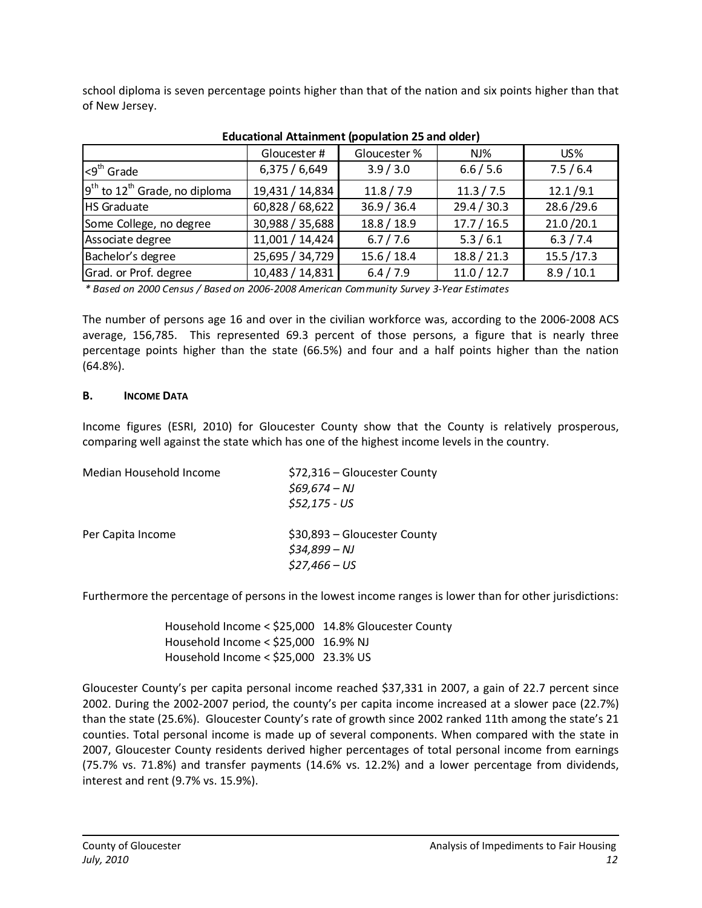school diploma is seven percentage points higher than that of the nation and six points higher than that of New Jersey.

**Educational Attainment (population 25 and older)**

| | Gloucester # | Gloucester % | NJ% | US% |
|---|---|---|---|---|
| <9th Grade | 6,375 / 6,649 | 3.9 / 3.0 | 6.6 / 5.6 | 7.5 / 6.4 |
| 9th to 12th Grade, no diploma | 19,431 / 14,834 | 11.8 / 7.9 | 11.3 / 7.5 | 12.1 /9.1 |
| HS Graduate | 60,828 / 68,622 | 36.9 / 36.4 | 29.4 / 30.3 | 28.6 /29.6 |
| Some College, no degree | 30,988 / 35,688 | 18.8 / 18.9 | 17.7 / 16.5 | 21.0 /20.1 |
| Associate degree | 11,001 / 14,424 | 6.7 / 7.6 | 5.3 / 6.1 | 6.3 / 7.4 |
| Bachelor's degree | 25,695 / 34,729 | 15.6 / 18.4 | 18.8 / 21.3 | 15.5 /17.3 |
| Grad. or Prof. degree | 10,483 / 14,831 | 6.4 / 7.9 | 11.0 / 12.7 | 8.9 / 10.1 |

*\* Based on 2000 Census / Based on 2006-2008 American Community Survey 3-Year Estimates*

The number of persons age 16 and over in the civilian workforce was, according to the 2006-2008 ACS average, 156,785. This represented 69.3 percent of those persons, a figure that is nearly three percentage points higher than the state (66.5%) and four and a half points higher than the nation (64.8%).

### B. INCOME DATA

Income figures (ESRI, 2010) for Gloucester County show that the County is relatively prosperous, comparing well against the state which has one of the highest income levels in the country.

Median Household Income
$72,316 – Gloucester County
*$69,674 – NJ*
*$52,175 - US*

Per Capita Income
$30,893 – Gloucester County
*$34,899 – NJ*
*$27,466 – US*

Furthermore the percentage of persons in the lowest income ranges is lower than for other jurisdictions:

Household Income < $25,000 14.8% Gloucester County
Household Income < $25,000 16.9% NJ
Household Income < $25,000 23.3% US

Gloucester County's per capita personal income reached $37,331 in 2007, a gain of 22.7 percent since 2002. During the 2002-2007 period, the county's per capita income increased at a slower pace (22.7%) than the state (25.6%). Gloucester County's rate of growth since 2002 ranked 11th among the state's 21 counties. Total personal income is made up of several components. When compared with the state in 2007, Gloucester County residents derived higher percentages of total personal income from earnings (75.7% vs. 71.8%) and transfer payments (14.6% vs. 12.2%) and a lower percentage from dividends, interest and rent (9.7% vs. 15.9%).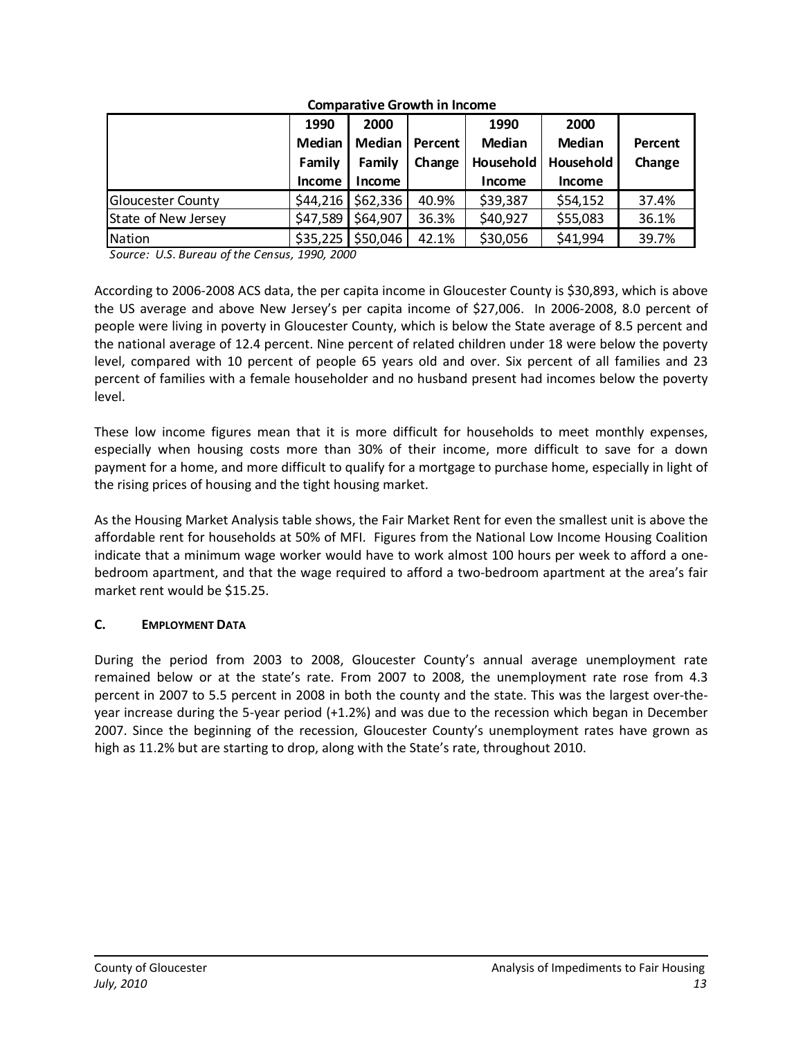**Comparative Growth in Income**

| | 1990 Median Family Income | 2000 Median Family Income | Percent Change | 1990 Median Household Income | 2000 Median Household Income | Percent Change |
|---|---|---|---|---|---|---|
| Gloucester County | $44,216 | $62,336 | 40.9% | $39,387 | $54,152 | 37.4% |
| State of New Jersey | $47,589 | $64,907 | 36.3% | $40,927 | $55,083 | 36.1% |
| Nation | $35,225 | $50,046 | 42.1% | $30,056 | $41,994 | 39.7% |

*Source: U.S. Bureau of the Census, 1990, 2000*

According to 2006-2008 ACS data, the per capita income in Gloucester County is $30,893, which is above the US average and above New Jersey's per capita income of $27,006. In 2006-2008, 8.0 percent of people were living in poverty in Gloucester County, which is below the State average of 8.5 percent and the national average of 12.4 percent. Nine percent of related children under 18 were below the poverty level, compared with 10 percent of people 65 years old and over. Six percent of all families and 23 percent of families with a female householder and no husband present had incomes below the poverty level.

These low income figures mean that it is more difficult for households to meet monthly expenses, especially when housing costs more than 30% of their income, more difficult to save for a down payment for a home, and more difficult to qualify for a mortgage to purchase home, especially in light of the rising prices of housing and the tight housing market.

As the Housing Market Analysis table shows, the Fair Market Rent for even the smallest unit is above the affordable rent for households at 50% of MFI. Figures from the National Low Income Housing Coalition indicate that a minimum wage worker would have to work almost 100 hours per week to afford a one-bedroom apartment, and that the wage required to afford a two-bedroom apartment at the area's fair market rent would be $15.25.

### C. Employment Data

During the period from 2003 to 2008, Gloucester County's annual average unemployment rate remained below or at the state's rate. From 2007 to 2008, the unemployment rate rose from 4.3 percent in 2007 to 5.5 percent in 2008 in both the county and the state. This was the largest over-the-year increase during the 5-year period (+1.2%) and was due to the recession which began in December 2007. Since the beginning of the recession, Gloucester County's unemployment rates have grown as high as 11.2% but are starting to drop, along with the State's rate, throughout 2010.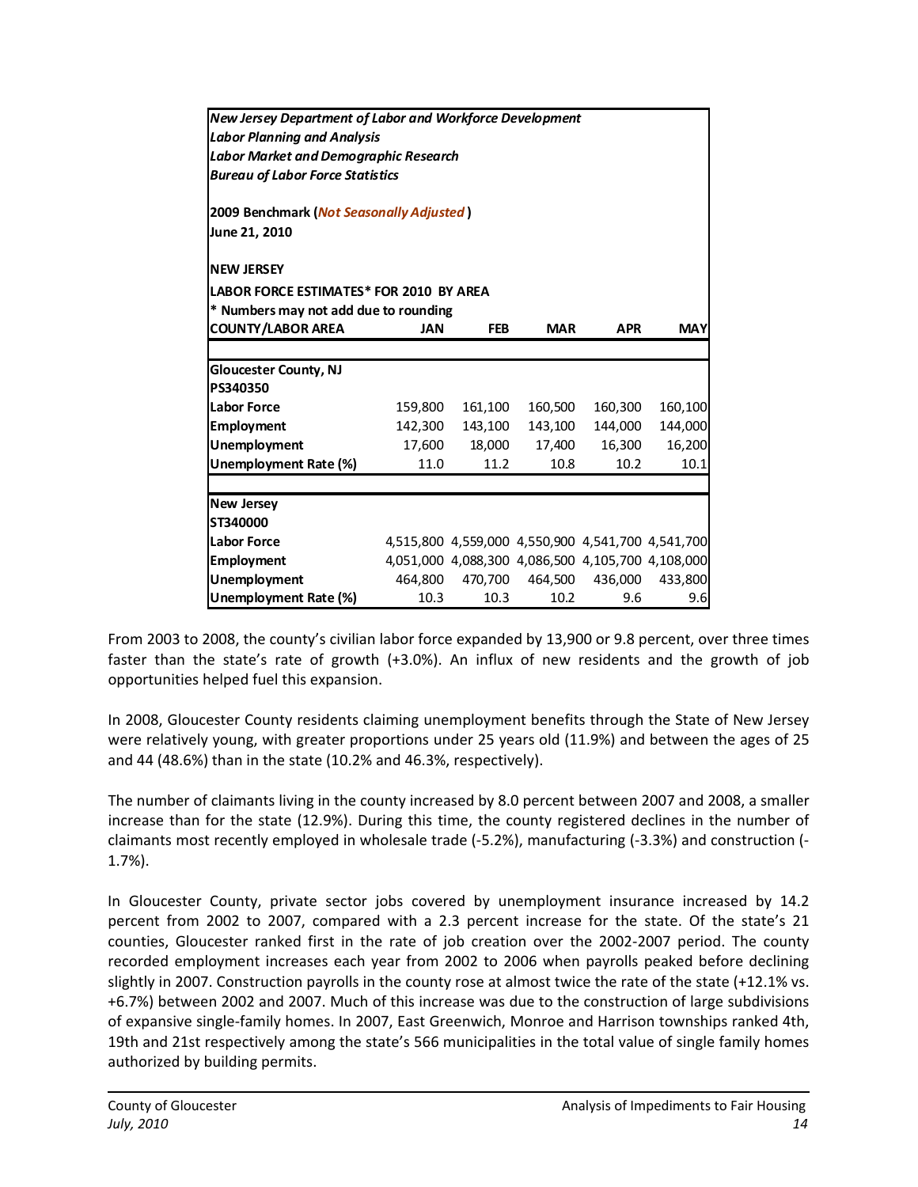| *New Jersey Department of Labor and Workforce Development* | | | | | |
|---|---|---|---|---|---|
| *Labor Planning and Analysis* | | | | | |
| *Labor Market and Demographic Research* | | | | | |
| *Bureau of Labor Force Statistics* | | | | | |
| **2009 Benchmark (*Not Seasonally Adjusted*)** | | | | | |
| **June 21, 2010** | | | | | |
| **NEW JERSEY** | | | | | |
| **LABOR FORCE ESTIMATES* FOR 2010 BY AREA** | | | | | |
| *** Numbers may not add due to rounding** | | | | | |
| **COUNTY/LABOR AREA** | **JAN** | **FEB** | **MAR** | **APR** | **MAY** |
| **Gloucester County, NJ** | | | | | |
| **PS340350** | | | | | |
| **Labor Force** | 159,800 | 161,100 | 160,500 | 160,300 | 160,100 |
| **Employment** | 142,300 | 143,100 | 143,100 | 144,000 | 144,000 |
| **Unemployment** | 17,600 | 18,000 | 17,400 | 16,300 | 16,200 |
| **Unemployment Rate (%)** | 11.0 | 11.2 | 10.8 | 10.2 | 10.1 |
| **New Jersey** | | | | | |
| **ST340000** | | | | | |
| **Labor Force** | 4,515,800 | 4,559,000 | 4,550,900 | 4,541,700 | 4,541,700 |
| **Employment** | 4,051,000 | 4,088,300 | 4,086,500 | 4,105,700 | 4,108,000 |
| **Unemployment** | 464,800 | 470,700 | 464,500 | 436,000 | 433,800 |
| **Unemployment Rate (%)** | 10.3 | 10.3 | 10.2 | 9.6 | 9.6 |

From 2003 to 2008, the county's civilian labor force expanded by 13,900 or 9.8 percent, over three times faster than the state's rate of growth (+3.0%). An influx of new residents and the growth of job opportunities helped fuel this expansion.

In 2008, Gloucester County residents claiming unemployment benefits through the State of New Jersey were relatively young, with greater proportions under 25 years old (11.9%) and between the ages of 25 and 44 (48.6%) than in the state (10.2% and 46.3%, respectively).

The number of claimants living in the county increased by 8.0 percent between 2007 and 2008, a smaller increase than for the state (12.9%). During this time, the county registered declines in the number of claimants most recently employed in wholesale trade (-5.2%), manufacturing (-3.3%) and construction (-1.7%).

In Gloucester County, private sector jobs covered by unemployment insurance increased by 14.2 percent from 2002 to 2007, compared with a 2.3 percent increase for the state. Of the state's 21 counties, Gloucester ranked first in the rate of job creation over the 2002-2007 period. The county recorded employment increases each year from 2002 to 2006 when payrolls peaked before declining slightly in 2007. Construction payrolls in the county rose at almost twice the rate of the state (+12.1% vs. +6.7%) between 2002 and 2007. Much of this increase was due to the construction of large subdivisions of expansive single-family homes. In 2007, East Greenwich, Monroe and Harrison townships ranked 4th, 19th and 21st respectively among the state's 566 municipalities in the total value of single family homes authorized by building permits.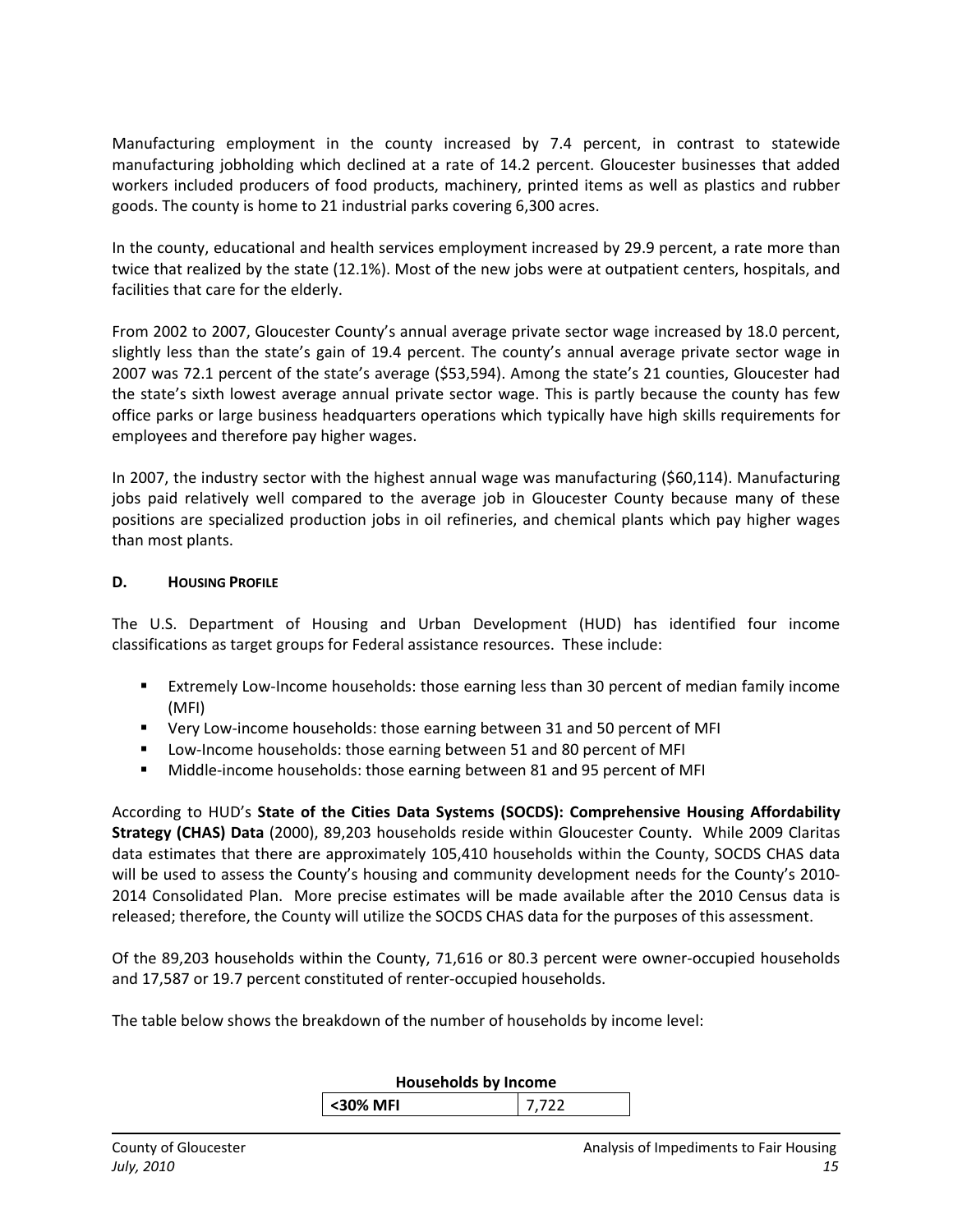Manufacturing employment in the county increased by 7.4 percent, in contrast to statewide manufacturing jobholding which declined at a rate of 14.2 percent. Gloucester businesses that added workers included producers of food products, machinery, printed items as well as plastics and rubber goods. The county is home to 21 industrial parks covering 6,300 acres.

In the county, educational and health services employment increased by 29.9 percent, a rate more than twice that realized by the state (12.1%). Most of the new jobs were at outpatient centers, hospitals, and facilities that care for the elderly.

From 2002 to 2007, Gloucester County's annual average private sector wage increased by 18.0 percent, slightly less than the state's gain of 19.4 percent. The county's annual average private sector wage in 2007 was 72.1 percent of the state's average ($53,594). Among the state's 21 counties, Gloucester had the state's sixth lowest average annual private sector wage. This is partly because the county has few office parks or large business headquarters operations which typically have high skills requirements for employees and therefore pay higher wages.

In 2007, the industry sector with the highest annual wage was manufacturing ($60,114). Manufacturing jobs paid relatively well compared to the average job in Gloucester County because many of these positions are specialized production jobs in oil refineries, and chemical plants which pay higher wages than most plants.

## D. Housing Profile

The U.S. Department of Housing and Urban Development (HUD) has identified four income classifications as target groups for Federal assistance resources. These include:

- Extremely Low-Income households: those earning less than 30 percent of median family income (MFI)
- Very Low-income households: those earning between 31 and 50 percent of MFI
- Low-Income households: those earning between 51 and 80 percent of MFI
- Middle-income households: those earning between 81 and 95 percent of MFI

According to HUD's **State of the Cities Data Systems (SOCDS): Comprehensive Housing Affordability Strategy (CHAS) Data** (2000), 89,203 households reside within Gloucester County. While 2009 Claritas data estimates that there are approximately 105,410 households within the County, SOCDS CHAS data will be used to assess the County's housing and community development needs for the County's 2010-2014 Consolidated Plan. More precise estimates will be made available after the 2010 Census data is released; therefore, the County will utilize the SOCDS CHAS data for the purposes of this assessment.

Of the 89,203 households within the County, 71,616 or 80.3 percent were owner-occupied households and 17,587 or 19.7 percent constituted of renter-occupied households.

The table below shows the breakdown of the number of households by income level:

**Households by Income**

| <30% MFI | 7,722 |
|---|---|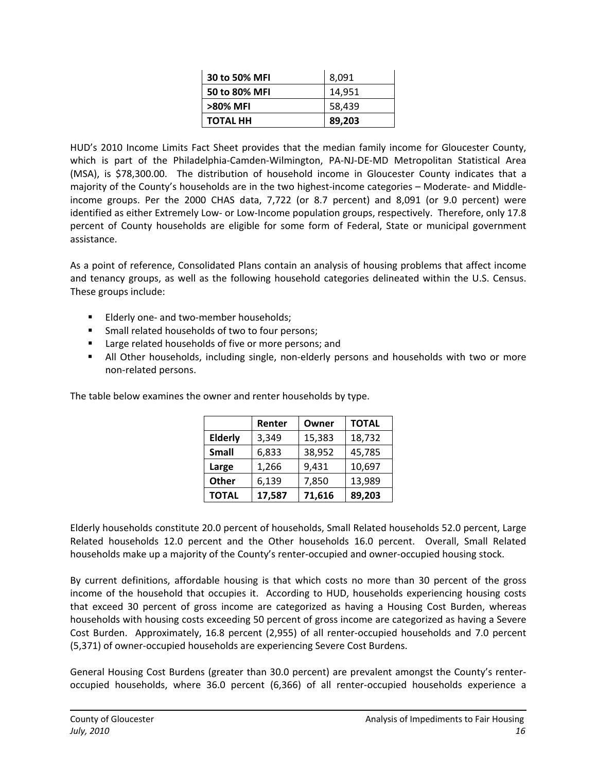| 30 to 50% MFI | 8,091 |
|---|---|
| 50 to 80% MFI | 14,951 |
| >80% MFI | 58,439 |
| **TOTAL HH** | **89,203** |

HUD's 2010 Income Limits Fact Sheet provides that the median family income for Gloucester County, which is part of the Philadelphia-Camden-Wilmington, PA-NJ-DE-MD Metropolitan Statistical Area (MSA), is $78,300.00. The distribution of household income in Gloucester County indicates that a majority of the County's households are in the two highest-income categories – Moderate- and Middle-income groups. Per the 2000 CHAS data, 7,722 (or 8.7 percent) and 8,091 (or 9.0 percent) were identified as either Extremely Low- or Low-Income population groups, respectively. Therefore, only 17.8 percent of County households are eligible for some form of Federal, State or municipal government assistance.

As a point of reference, Consolidated Plans contain an analysis of housing problems that affect income and tenancy groups, as well as the following household categories delineated within the U.S. Census. These groups include:

- Elderly one- and two-member households;
- Small related households of two to four persons;
- Large related households of five or more persons; and
- All Other households, including single, non-elderly persons and households with two or more non-related persons.

The table below examines the owner and renter households by type.

| | Renter | Owner | TOTAL |
|---|---|---|---|
| **Elderly** | 3,349 | 15,383 | 18,732 |
| **Small** | 6,833 | 38,952 | 45,785 |
| **Large** | 1,266 | 9,431 | 10,697 |
| **Other** | 6,139 | 7,850 | 13,989 |
| **TOTAL** | **17,587** | **71,616** | **89,203** |

Elderly households constitute 20.0 percent of households, Small Related households 52.0 percent, Large Related households 12.0 percent and the Other households 16.0 percent. Overall, Small Related households make up a majority of the County's renter-occupied and owner-occupied housing stock.

By current definitions, affordable housing is that which costs no more than 30 percent of the gross income of the household that occupies it. According to HUD, households experiencing housing costs that exceed 30 percent of gross income are categorized as having a Housing Cost Burden, whereas households with housing costs exceeding 50 percent of gross income are categorized as having a Severe Cost Burden. Approximately, 16.8 percent (2,955) of all renter-occupied households and 7.0 percent (5,371) of owner-occupied households are experiencing Severe Cost Burdens.

General Housing Cost Burdens (greater than 30.0 percent) are prevalent amongst the County's renter-occupied households, where 36.0 percent (6,366) of all renter-occupied households experience a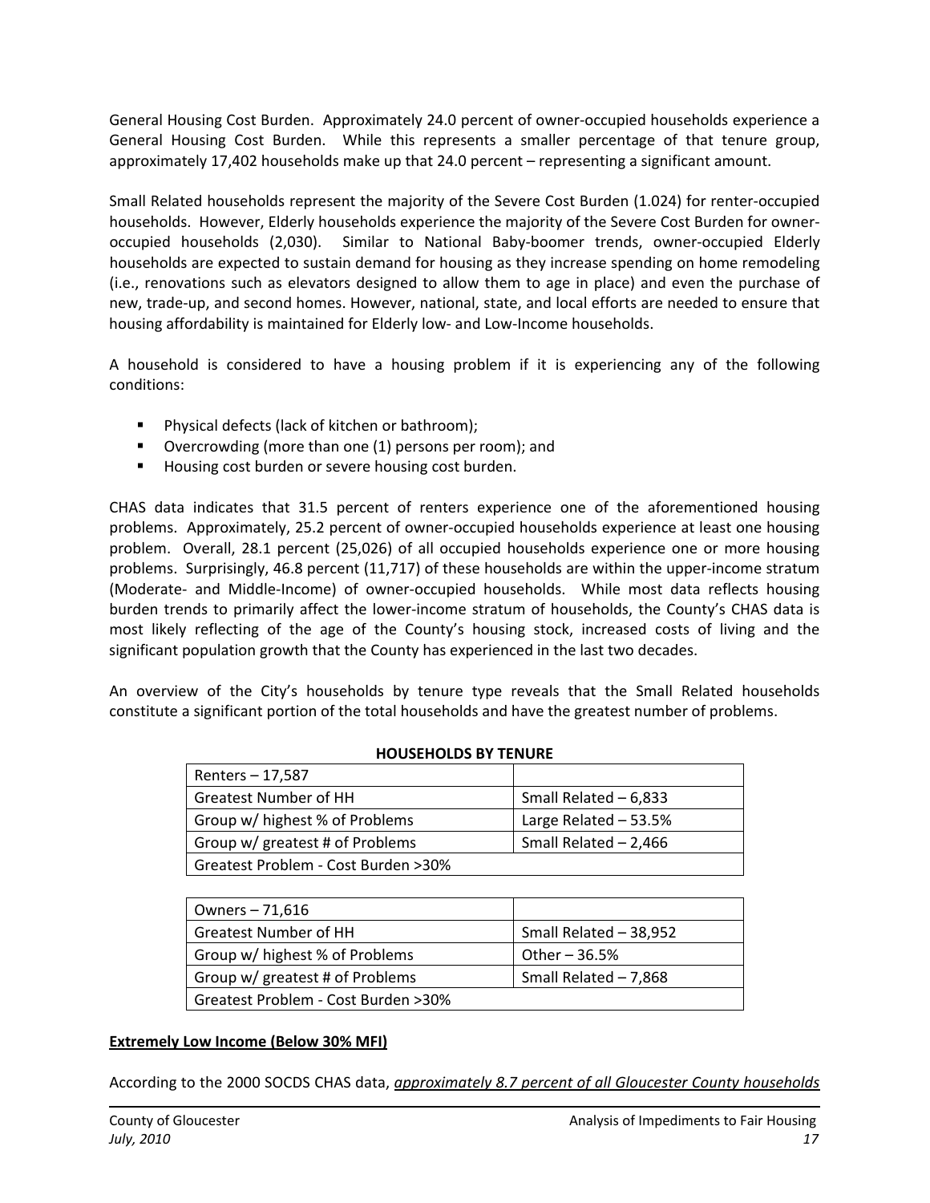General Housing Cost Burden. Approximately 24.0 percent of owner-occupied households experience a General Housing Cost Burden. While this represents a smaller percentage of that tenure group, approximately 17,402 households make up that 24.0 percent – representing a significant amount.

Small Related households represent the majority of the Severe Cost Burden (1.024) for renter-occupied households. However, Elderly households experience the majority of the Severe Cost Burden for owner-occupied households (2,030). Similar to National Baby-boomer trends, owner-occupied Elderly households are expected to sustain demand for housing as they increase spending on home remodeling (i.e., renovations such as elevators designed to allow them to age in place) and even the purchase of new, trade-up, and second homes. However, national, state, and local efforts are needed to ensure that housing affordability is maintained for Elderly low- and Low-Income households.

A household is considered to have a housing problem if it is experiencing any of the following conditions:

- Physical defects (lack of kitchen or bathroom);
- Overcrowding (more than one (1) persons per room); and
- Housing cost burden or severe housing cost burden.

CHAS data indicates that 31.5 percent of renters experience one of the aforementioned housing problems. Approximately, 25.2 percent of owner-occupied households experience at least one housing problem. Overall, 28.1 percent (25,026) of all occupied households experience one or more housing problems. Surprisingly, 46.8 percent (11,717) of these households are within the upper-income stratum (Moderate- and Middle-Income) of owner-occupied households. While most data reflects housing burden trends to primarily affect the lower-income stratum of households, the County's CHAS data is most likely reflecting of the age of the County's housing stock, increased costs of living and the significant population growth that the County has experienced in the last two decades.

An overview of the City's households by tenure type reveals that the Small Related households constitute a significant portion of the total households and have the greatest number of problems.

**HOUSEHOLDS BY TENURE**

| Renters – 17,587 | |
|---|---|
| Greatest Number of HH | Small Related – 6,833 |
| Group w/ highest % of Problems | Large Related – 53.5% |
| Group w/ greatest # of Problems | Small Related – 2,466 |
| Greatest Problem - Cost Burden >30% | |

| Owners – 71,616 | |
|---|---|
| Greatest Number of HH | Small Related – 38,952 |
| Group w/ highest % of Problems | Other – 36.5% |
| Group w/ greatest # of Problems | Small Related – 7,868 |
| Greatest Problem - Cost Burden >30% | |

**Extremely Low Income (Below 30% MFI)**

According to the 2000 SOCDS CHAS data, *approximately 8.7 percent of all Gloucester County households*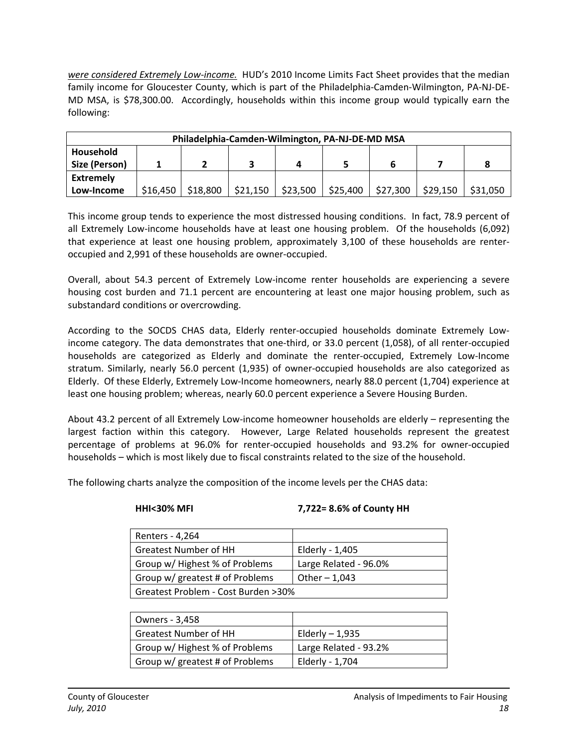*were considered Extremely Low-income.* HUD's 2010 Income Limits Fact Sheet provides that the median family income for Gloucester County, which is part of the Philadelphia-Camden-Wilmington, PA-NJ-DE-MD MSA, is $78,300.00. Accordingly, households within this income group would typically earn the following:

| **Philadelphia-Camden-Wilmington, PA-NJ-DE-MD MSA** | | | | | | | | |
|---|---|---|---|---|---|---|---|---|
| **Household Size (Person)** | **1** | **2** | **3** | **4** | **5** | **6** | **7** | **8** |
| **Extremely Low-Income** | $16,450 | $18,800 | $21,150 | $23,500 | $25,400 | $27,300 | $29,150 | $31,050 |

This income group tends to experience the most distressed housing conditions. In fact, 78.9 percent of all Extremely Low-income households have at least one housing problem. Of the households (6,092) that experience at least one housing problem, approximately 3,100 of these households are renter-occupied and 2,991 of these households are owner-occupied.

Overall, about 54.3 percent of Extremely Low-income renter households are experiencing a severe housing cost burden and 71.1 percent are encountering at least one major housing problem, such as substandard conditions or overcrowding.

According to the SOCDS CHAS data, Elderly renter-occupied households dominate Extremely Low-income category. The data demonstrates that one-third, or 33.0 percent (1,058), of all renter-occupied households are categorized as Elderly and dominate the renter-occupied, Extremely Low-Income stratum. Similarly, nearly 56.0 percent (1,935) of owner-occupied households are also categorized as Elderly. Of these Elderly, Extremely Low-Income homeowners, nearly 88.0 percent (1,704) experience at least one housing problem; whereas, nearly 60.0 percent experience a Severe Housing Burden.

About 43.2 percent of all Extremely Low-income homeowner households are elderly – representing the largest faction within this category. However, Large Related households represent the greatest percentage of problems at 96.0% for renter-occupied households and 93.2% for owner-occupied households – which is most likely due to fiscal constraints related to the size of the household.

The following charts analyze the composition of the income levels per the CHAS data:

**HHI<30% MFI** **7,722= 8.6% of County HH**

| Renters - 4,264 | |
|---|---|
| Greatest Number of HH | Elderly - 1,405 |
| Group w/ Highest % of Problems | Large Related - 96.0% |
| Group w/ greatest # of Problems | Other – 1,043 |
| Greatest Problem - Cost Burden >30% | |

| Owners - 3,458 | |
|---|---|
| Greatest Number of HH | Elderly – 1,935 |
| Group w/ Highest % of Problems | Large Related - 93.2% |
| Group w/ greatest # of Problems | Elderly - 1,704 |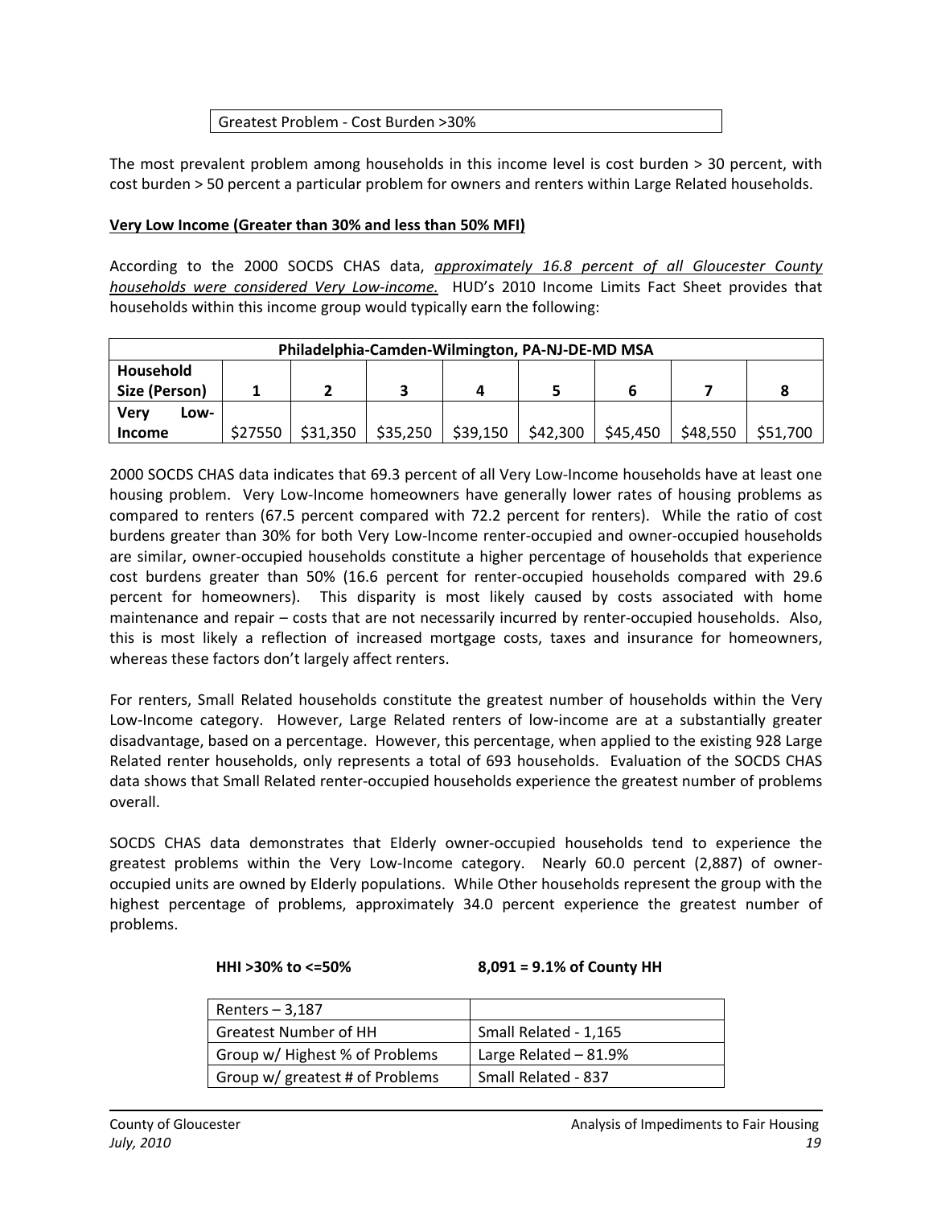| Greatest Problem - Cost Burden >30% |
|---|

The most prevalent problem among households in this income level is cost burden > 30 percent, with cost burden > 50 percent a particular problem for owners and renters within Large Related households.

**Very Low Income (Greater than 30% and less than 50% MFI)**

According to the 2000 SOCDS CHAS data, *approximately 16.8 percent of all Gloucester County households were considered Very Low-income.* HUD's 2010 Income Limits Fact Sheet provides that households within this income group would typically earn the following:

| Philadelphia-Camden-Wilmington, PA-NJ-DE-MD MSA | | | | | | | | |
|---|---|---|---|---|---|---|---|---|
| **Household Size (Person)** | **1** | **2** | **3** | **4** | **5** | **6** | **7** | **8** |
| **Very Low-Income** | \$27550 | \$31,350 | \$35,250 | \$39,150 | \$42,300 | \$45,450 | \$48,550 | \$51,700 |

2000 SOCDS CHAS data indicates that 69.3 percent of all Very Low-Income households have at least one housing problem. Very Low-Income homeowners have generally lower rates of housing problems as compared to renters (67.5 percent compared with 72.2 percent for renters). While the ratio of cost burdens greater than 30% for both Very Low-Income renter-occupied and owner-occupied households are similar, owner-occupied households constitute a higher percentage of households that experience cost burdens greater than 50% (16.6 percent for renter-occupied households compared with 29.6 percent for homeowners). This disparity is most likely caused by costs associated with home maintenance and repair – costs that are not necessarily incurred by renter-occupied households. Also, this is most likely a reflection of increased mortgage costs, taxes and insurance for homeowners, whereas these factors don't largely affect renters.

For renters, Small Related households constitute the greatest number of households within the Very Low-Income category. However, Large Related renters of low-income are at a substantially greater disadvantage, based on a percentage. However, this percentage, when applied to the existing 928 Large Related renter households, only represents a total of 693 households. Evaluation of the SOCDS CHAS data shows that Small Related renter-occupied households experience the greatest number of problems overall.

SOCDS CHAS data demonstrates that Elderly owner-occupied households tend to experience the greatest problems within the Very Low-Income category. Nearly 60.0 percent (2,887) of owner-occupied units are owned by Elderly populations. While Other households represent the group with the highest percentage of problems, approximately 34.0 percent experience the greatest number of problems.

**HHI >30% to <=50%** **8,091 = 9.1% of County HH**

| Renters – 3,187 | |
|---|---|
| Greatest Number of HH | Small Related - 1,165 |
| Group w/ Highest % of Problems | Large Related – 81.9% |
| Group w/ greatest # of Problems | Small Related - 837 |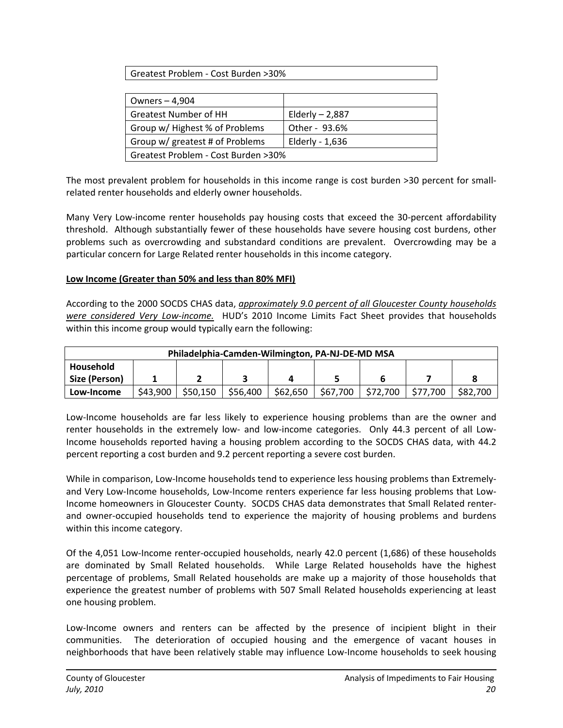| Greatest Problem - Cost Burden >30% |
| --- |

| Owners – 4,904 | |
| --- | --- |
| Greatest Number of HH | Elderly – 2,887 |
| Group w/ Highest % of Problems | Other - 93.6% |
| Group w/ greatest # of Problems | Elderly - 1,636 |
| Greatest Problem - Cost Burden >30% | |

The most prevalent problem for households in this income range is cost burden >30 percent for small-related renter households and elderly owner households.

Many Very Low-income renter households pay housing costs that exceed the 30-percent affordability threshold. Although substantially fewer of these households have severe housing cost burdens, other problems such as overcrowding and substandard conditions are prevalent. Overcrowding may be a particular concern for Large Related renter households in this income category.

**Low Income (Greater than 50% and less than 80% MFI)**

According to the 2000 SOCDS CHAS data, *approximately 9.0 percent of all Gloucester County households were considered Very Low-income.* HUD's 2010 Income Limits Fact Sheet provides that households within this income group would typically earn the following:

| Philadelphia-Camden-Wilmington, PA-NJ-DE-MD MSA | | | | | | | | |
| --- | --- | --- | --- | --- | --- | --- | --- | --- |
| **Household Size (Person)** | **1** | **2** | **3** | **4** | **5** | **6** | **7** | **8** |
| **Low-Income** | $43,900 | $50,150 | $56,400 | $62,650 | $67,700 | $72,700 | $77,700 | $82,700 |

Low-Income households are far less likely to experience housing problems than are the owner and renter households in the extremely low- and low-income categories. Only 44.3 percent of all Low-Income households reported having a housing problem according to the SOCDS CHAS data, with 44.2 percent reporting a cost burden and 9.2 percent reporting a severe cost burden.

While in comparison, Low-Income households tend to experience less housing problems than Extremely- and Very Low-Income households, Low-Income renters experience far less housing problems that Low-Income homeowners in Gloucester County. SOCDS CHAS data demonstrates that Small Related renter- and owner-occupied households tend to experience the majority of housing problems and burdens within this income category.

Of the 4,051 Low-Income renter-occupied households, nearly 42.0 percent (1,686) of these households are dominated by Small Related households. While Large Related households have the highest percentage of problems, Small Related households are make up a majority of those households that experience the greatest number of problems with 507 Small Related households experiencing at least one housing problem.

Low-Income owners and renters can be affected by the presence of incipient blight in their communities. The deterioration of occupied housing and the emergence of vacant houses in neighborhoods that have been relatively stable may influence Low-Income households to seek housing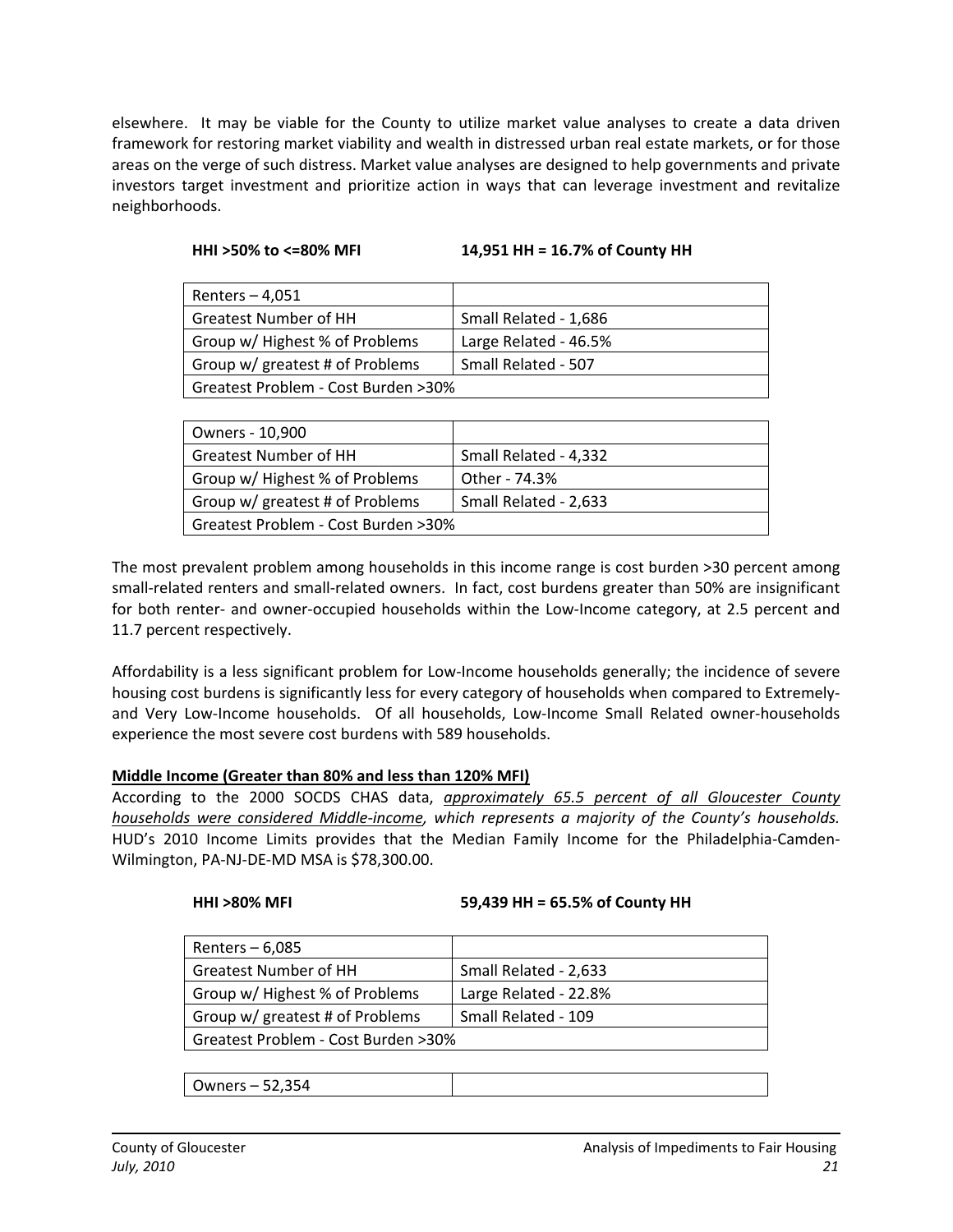elsewhere. It may be viable for the County to utilize market value analyses to create a data driven framework for restoring market viability and wealth in distressed urban real estate markets, or for those areas on the verge of such distress. Market value analyses are designed to help governments and private investors target investment and prioritize action in ways that can leverage investment and revitalize neighborhoods.

**HHI >50% to <=80% MFI** **14,951 HH = 16.7% of County HH**

| Renters – 4,051 | |
|---|---|
| Greatest Number of HH | Small Related - 1,686 |
| Group w/ Highest % of Problems | Large Related - 46.5% |
| Group w/ greatest # of Problems | Small Related - 507 |
| Greatest Problem - Cost Burden >30% | |

| Owners - 10,900 | |
|---|---|
| Greatest Number of HH | Small Related - 4,332 |
| Group w/ Highest % of Problems | Other - 74.3% |
| Group w/ greatest # of Problems | Small Related - 2,633 |
| Greatest Problem - Cost Burden >30% | |

The most prevalent problem among households in this income range is cost burden >30 percent among small-related renters and small-related owners. In fact, cost burdens greater than 50% are insignificant for both renter- and owner-occupied households within the Low-Income category, at 2.5 percent and 11.7 percent respectively.

Affordability is a less significant problem for Low-Income households generally; the incidence of severe housing cost burdens is significantly less for every category of households when compared to Extremely- and Very Low-Income households. Of all households, Low-Income Small Related owner-households experience the most severe cost burdens with 589 households.

**Middle Income (Greater than 80% and less than 120% MFI)**

According to the 2000 SOCDS CHAS data, *approximately 65.5 percent of all Gloucester County households were considered Middle-income, which represents a majority of the County's households.* HUD's 2010 Income Limits provides that the Median Family Income for the Philadelphia-Camden-Wilmington, PA-NJ-DE-MD MSA is $78,300.00.

**HHI >80% MFI** **59,439 HH = 65.5% of County HH**

| Renters – 6,085 | |
|---|---|
| Greatest Number of HH | Small Related - 2,633 |
| Group w/ Highest % of Problems | Large Related - 22.8% |
| Group w/ greatest # of Problems | Small Related - 109 |
| Greatest Problem - Cost Burden >30% | |

| Owners – 52,354 | |
|---|---|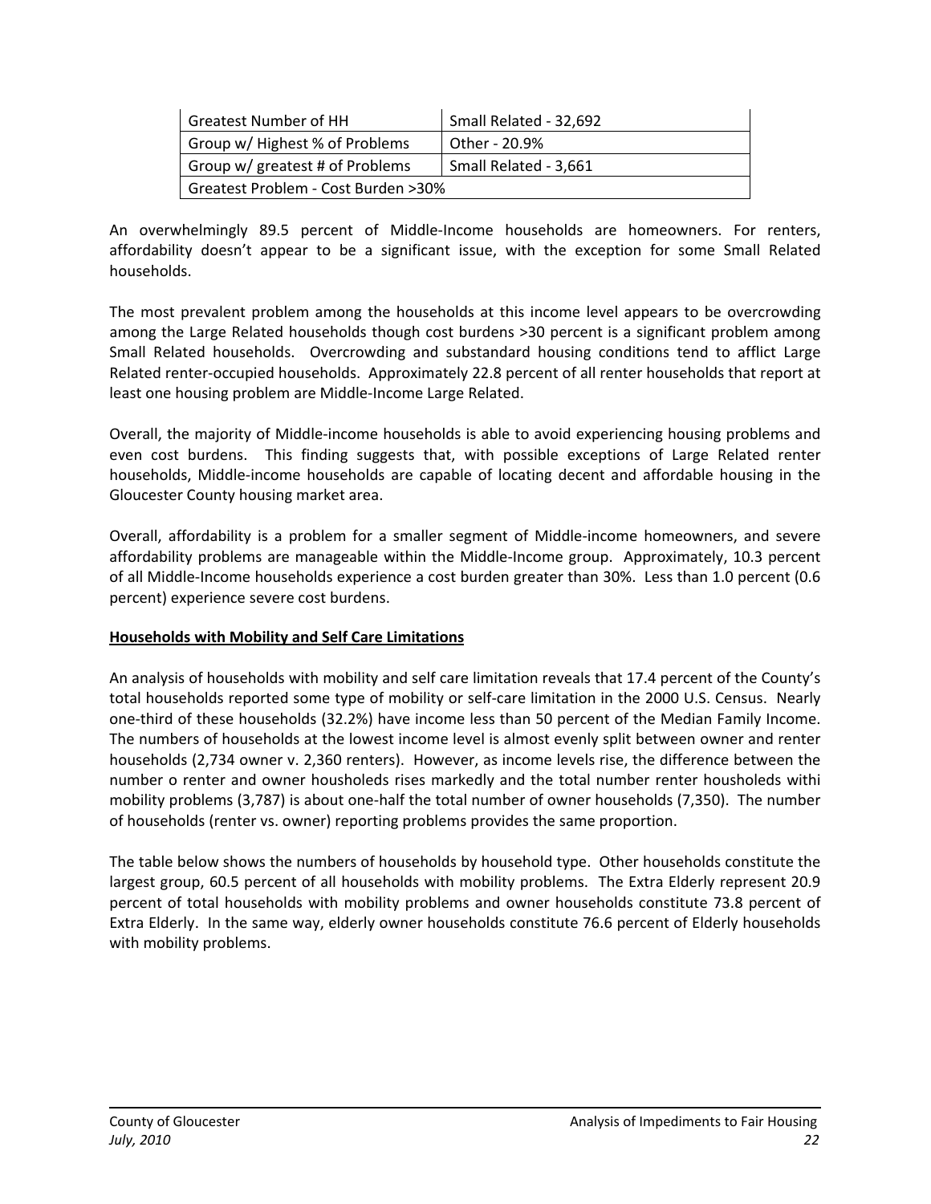| Greatest Number of HH | Small Related - 32,692 |
|---|---|
| Group w/ Highest % of Problems | Other - 20.9% |
| Group w/ greatest # of Problems | Small Related - 3,661 |
| Greatest Problem - Cost Burden >30% | |

An overwhelmingly 89.5 percent of Middle-Income households are homeowners. For renters, affordability doesn't appear to be a significant issue, with the exception for some Small Related households.

The most prevalent problem among the households at this income level appears to be overcrowding among the Large Related households though cost burdens >30 percent is a significant problem among Small Related households. Overcrowding and substandard housing conditions tend to afflict Large Related renter-occupied households. Approximately 22.8 percent of all renter households that report at least one housing problem are Middle-Income Large Related.

Overall, the majority of Middle-income households is able to avoid experiencing housing problems and even cost burdens. This finding suggests that, with possible exceptions of Large Related renter households, Middle-income households are capable of locating decent and affordable housing in the Gloucester County housing market area.

Overall, affordability is a problem for a smaller segment of Middle-income homeowners, and severe affordability problems are manageable within the Middle-Income group. Approximately, 10.3 percent of all Middle-Income households experience a cost burden greater than 30%. Less than 1.0 percent (0.6 percent) experience severe cost burdens.

**Households with Mobility and Self Care Limitations**

An analysis of households with mobility and self care limitation reveals that 17.4 percent of the County's total households reported some type of mobility or self-care limitation in the 2000 U.S. Census. Nearly one-third of these households (32.2%) have income less than 50 percent of the Median Family Income. The numbers of households at the lowest income level is almost evenly split between owner and renter households (2,734 owner v. 2,360 renters). However, as income levels rise, the difference between the number o renter and owner housholeds rises markedly and the total number renter housholeds withi mobility problems (3,787) is about one-half the total number of owner households (7,350). The number of households (renter vs. owner) reporting problems provides the same proportion.

The table below shows the numbers of households by household type. Other households constitute the largest group, 60.5 percent of all households with mobility problems. The Extra Elderly represent 20.9 percent of total households with mobility problems and owner households constitute 73.8 percent of Extra Elderly. In the same way, elderly owner households constitute 76.6 percent of Elderly households with mobility problems.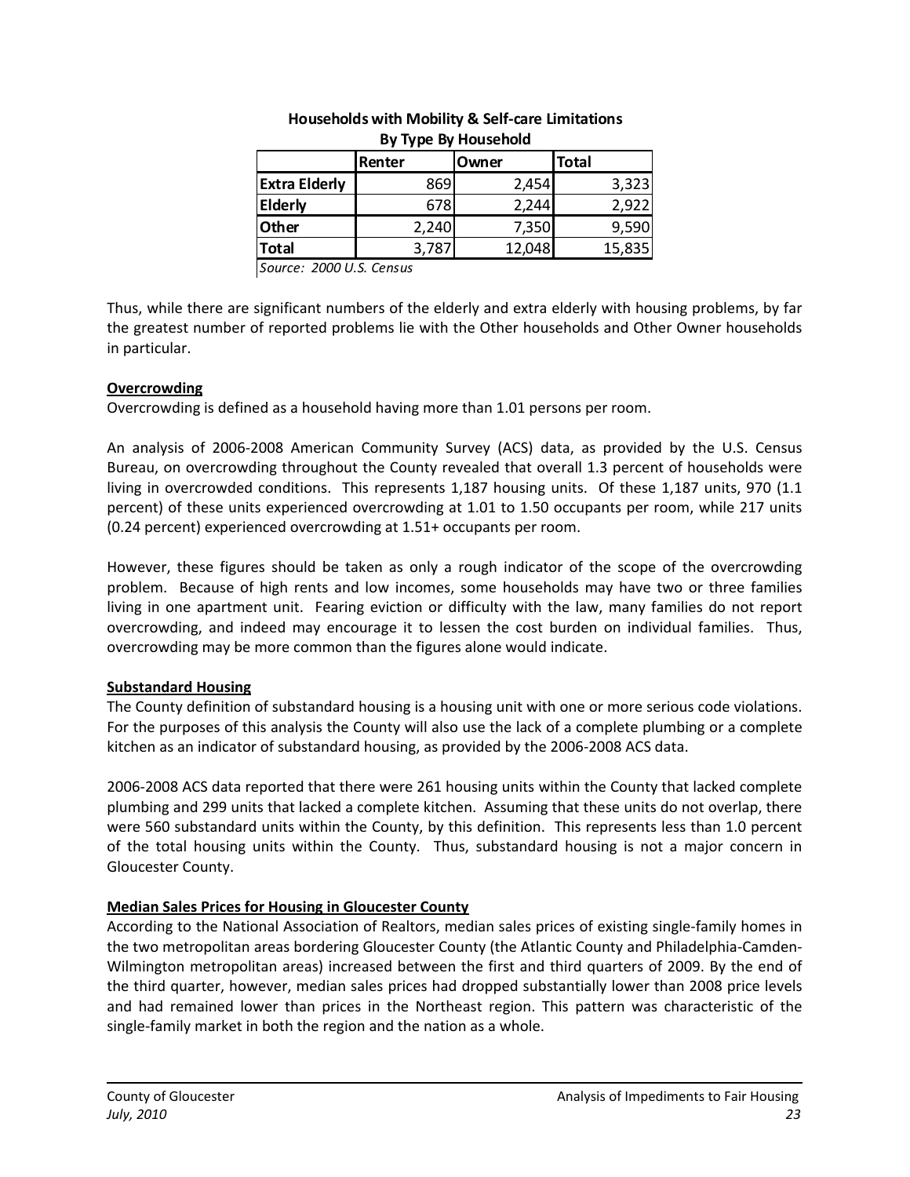**Households with Mobility & Self-care Limitations By Type By Household**

| | Renter | Owner | Total |
|---|---|---|---|
| **Extra Elderly** | 869 | 2,454 | 3,323 |
| **Elderly** | 678 | 2,244 | 2,922 |
| **Other** | 2,240 | 7,350 | 9,590 |
| **Total** | 3,787 | 12,048 | 15,835 |

*Source: 2000 U.S. Census*

Thus, while there are significant numbers of the elderly and extra elderly with housing problems, by far the greatest number of reported problems lie with the Other households and Other Owner households in particular.

**Overcrowding**

Overcrowding is defined as a household having more than 1.01 persons per room.

An analysis of 2006-2008 American Community Survey (ACS) data, as provided by the U.S. Census Bureau, on overcrowding throughout the County revealed that overall 1.3 percent of households were living in overcrowded conditions. This represents 1,187 housing units. Of these 1,187 units, 970 (1.1 percent) of these units experienced overcrowding at 1.01 to 1.50 occupants per room, while 217 units (0.24 percent) experienced overcrowding at 1.51+ occupants per room.

However, these figures should be taken as only a rough indicator of the scope of the overcrowding problem. Because of high rents and low incomes, some households may have two or three families living in one apartment unit. Fearing eviction or difficulty with the law, many families do not report overcrowding, and indeed may encourage it to lessen the cost burden on individual families. Thus, overcrowding may be more common than the figures alone would indicate.

**Substandard Housing**

The County definition of substandard housing is a housing unit with one or more serious code violations. For the purposes of this analysis the County will also use the lack of a complete plumbing or a complete kitchen as an indicator of substandard housing, as provided by the 2006-2008 ACS data.

2006-2008 ACS data reported that there were 261 housing units within the County that lacked complete plumbing and 299 units that lacked a complete kitchen. Assuming that these units do not overlap, there were 560 substandard units within the County, by this definition. This represents less than 1.0 percent of the total housing units within the County. Thus, substandard housing is not a major concern in Gloucester County.

**Median Sales Prices for Housing in Gloucester County**

According to the National Association of Realtors, median sales prices of existing single-family homes in the two metropolitan areas bordering Gloucester County (the Atlantic County and Philadelphia-Camden-Wilmington metropolitan areas) increased between the first and third quarters of 2009. By the end of the third quarter, however, median sales prices had dropped substantially lower than 2008 price levels and had remained lower than prices in the Northeast region. This pattern was characteristic of the single-family market in both the region and the nation as a whole.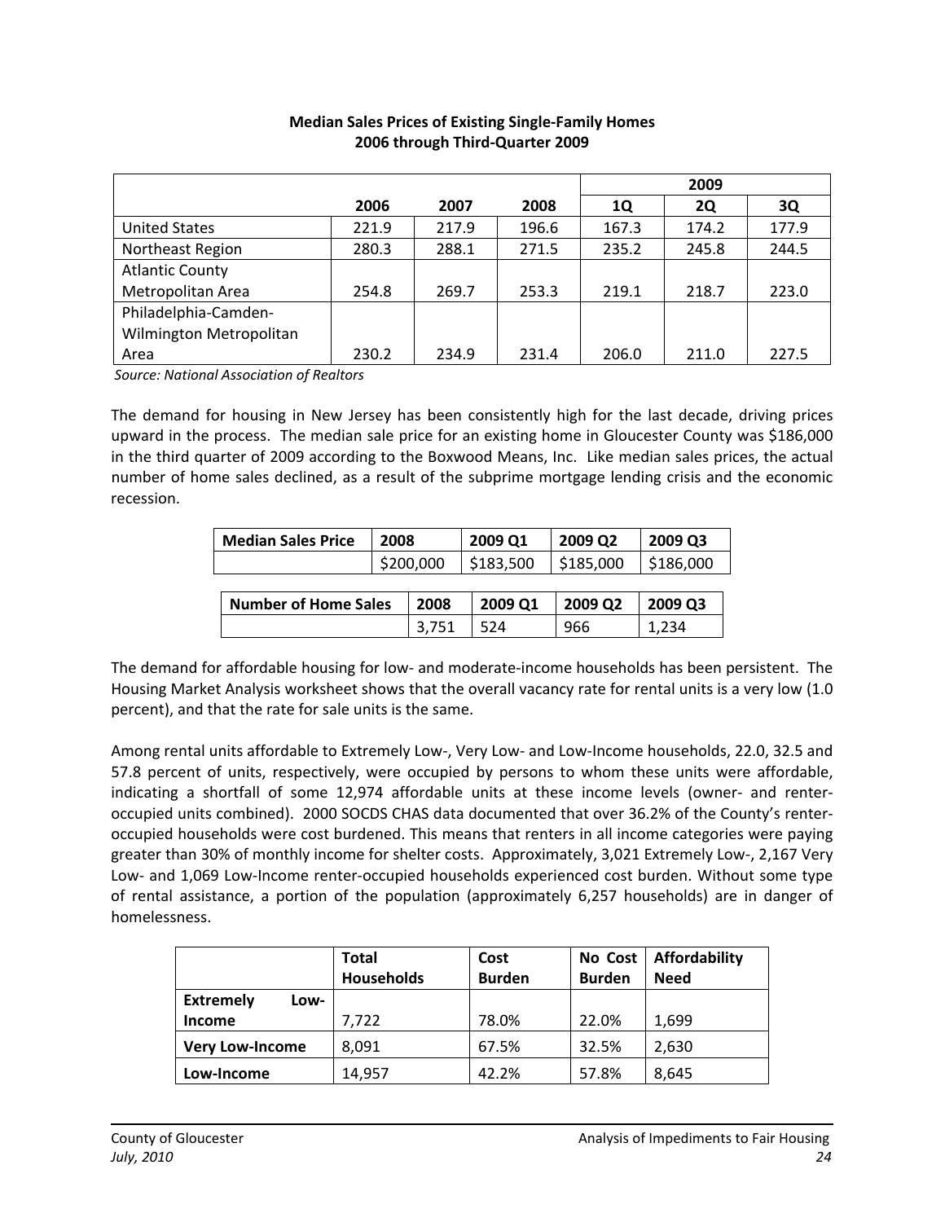**Median Sales Prices of Existing Single-Family Homes**
**2006 through Third-Quarter 2009**

| | 2006 | 2007 | 2008 | 2009 | | |
|---|---|---|---|---|---|---|
| | | | | 1Q | 2Q | 3Q |
| United States | 221.9 | 217.9 | 196.6 | 167.3 | 174.2 | 177.9 |
| Northeast Region | 280.3 | 288.1 | 271.5 | 235.2 | 245.8 | 244.5 |
| Atlantic County Metropolitan Area | 254.8 | 269.7 | 253.3 | 219.1 | 218.7 | 223.0 |
| Philadelphia-Camden-Wilmington Metropolitan Area | 230.2 | 234.9 | 231.4 | 206.0 | 211.0 | 227.5 |

*Source: National Association of Realtors*

The demand for housing in New Jersey has been consistently high for the last decade, driving prices upward in the process. The median sale price for an existing home in Gloucester County was $186,000 in the third quarter of 2009 according to the Boxwood Means, Inc. Like median sales prices, the actual number of home sales declined, as a result of the subprime mortgage lending crisis and the economic recession.

| Median Sales Price | 2008 | 2009 Q1 | 2009 Q2 | 2009 Q3 |
|---|---|---|---|---|
| | $200,000 | $183,500 | $185,000 | $186,000 |

| Number of Home Sales | 2008 | 2009 Q1 | 2009 Q2 | 2009 Q3 |
|---|---|---|---|---|
| | 3,751 | 524 | 966 | 1,234 |

The demand for affordable housing for low- and moderate-income households has been persistent. The Housing Market Analysis worksheet shows that the overall vacancy rate for rental units is a very low (1.0 percent), and that the rate for sale units is the same.

Among rental units affordable to Extremely Low-, Very Low- and Low-Income households, 22.0, 32.5 and 57.8 percent of units, respectively, were occupied by persons to whom these units were affordable, indicating a shortfall of some 12,974 affordable units at these income levels (owner- and renter-occupied units combined). 2000 SOCDS CHAS data documented that over 36.2% of the County's renter-occupied households were cost burdened. This means that renters in all income categories were paying greater than 30% of monthly income for shelter costs. Approximately, 3,021 Extremely Low-, 2,167 Very Low- and 1,069 Low-Income renter-occupied households experienced cost burden. Without some type of rental assistance, a portion of the population (approximately 6,257 households) are in danger of homelessness.

| | Total Households | Cost Burden | No Cost Burden | Affordability Need |
|---|---|---|---|---|
| **Extremely Low-Income** | 7,722 | 78.0% | 22.0% | 1,699 |
| **Very Low-Income** | 8,091 | 67.5% | 32.5% | 2,630 |
| **Low-Income** | 14,957 | 42.2% | 57.8% | 8,645 |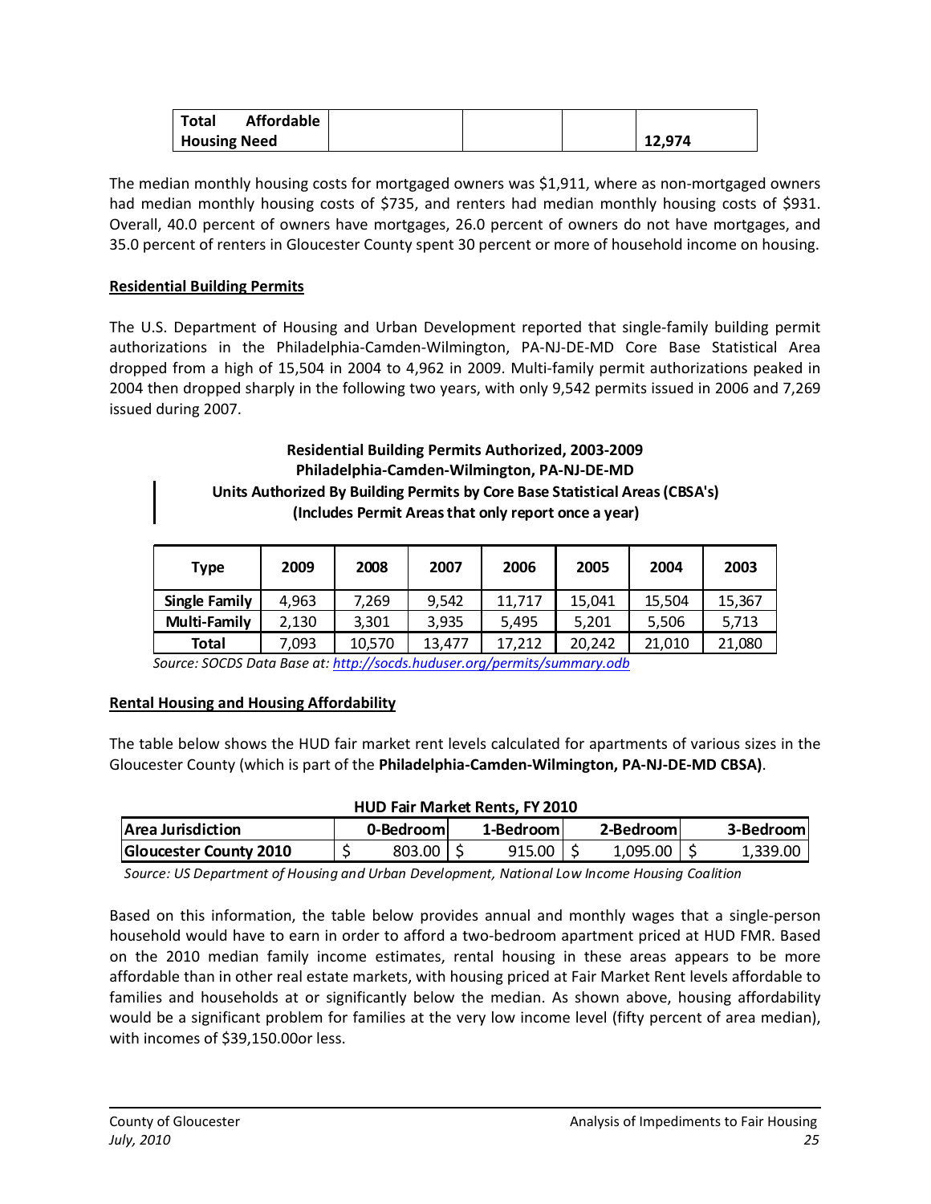| Total Affordable Housing Need | | | | 12,974 |
|---|---|---|---|---|

The median monthly housing costs for mortgaged owners was $1,911, where as non-mortgaged owners had median monthly housing costs of $735, and renters had median monthly housing costs of $931. Overall, 40.0 percent of owners have mortgages, 26.0 percent of owners do not have mortgages, and 35.0 percent of renters in Gloucester County spent 30 percent or more of household income on housing.

**Residential Building Permits**

The U.S. Department of Housing and Urban Development reported that single-family building permit authorizations in the Philadelphia-Camden-Wilmington, PA-NJ-DE-MD Core Base Statistical Area dropped from a high of 15,504 in 2004 to 4,962 in 2009. Multi-family permit authorizations peaked in 2004 then dropped sharply in the following two years, with only 9,542 permits issued in 2006 and 7,269 issued during 2007.

**Residential Building Permits Authorized, 2003-2009**
**Philadelphia-Camden-Wilmington, PA-NJ-DE-MD**
**Units Authorized By Building Permits by Core Base Statistical Areas (CBSA's)**
**(Includes Permit Areas that only report once a year)**

| Type | 2009 | 2008 | 2007 | 2006 | 2005 | 2004 | 2003 |
|---|---|---|---|---|---|---|---|
| Single Family | 4,963 | 7,269 | 9,542 | 11,717 | 15,041 | 15,504 | 15,367 |
| Multi-Family | 2,130 | 3,301 | 3,935 | 5,495 | 5,201 | 5,506 | 5,713 |
| Total | 7,093 | 10,570 | 13,477 | 17,212 | 20,242 | 21,010 | 21,080 |

*Source: SOCDS Data Base at: http://socds.huduser.org/permits/summary.odb*

**Rental Housing and Housing Affordability**

The table below shows the HUD fair market rent levels calculated for apartments of various sizes in the Gloucester County (which is part of the **Philadelphia-Camden-Wilmington, PA-NJ-DE-MD CBSA)**.

**HUD Fair Market Rents, FY 2010**

| Area Jurisdiction | 0-Bedroom | 1-Bedroom | 2-Bedroom | 3-Bedroom |
|---|---|---|---|---|
| Gloucester County 2010 | $ 803.00 | $ 915.00 | $ 1,095.00 | $ 1,339.00 |

*Source: US Department of Housing and Urban Development, National Low Income Housing Coalition*

Based on this information, the table below provides annual and monthly wages that a single-person household would have to earn in order to afford a two-bedroom apartment priced at HUD FMR. Based on the 2010 median family income estimates, rental housing in these areas appears to be more affordable than in other real estate markets, with housing priced at Fair Market Rent levels affordable to families and households at or significantly below the median. As shown above, housing affordability would be a significant problem for families at the very low income level (fifty percent of area median), with incomes of $39,150.00or less.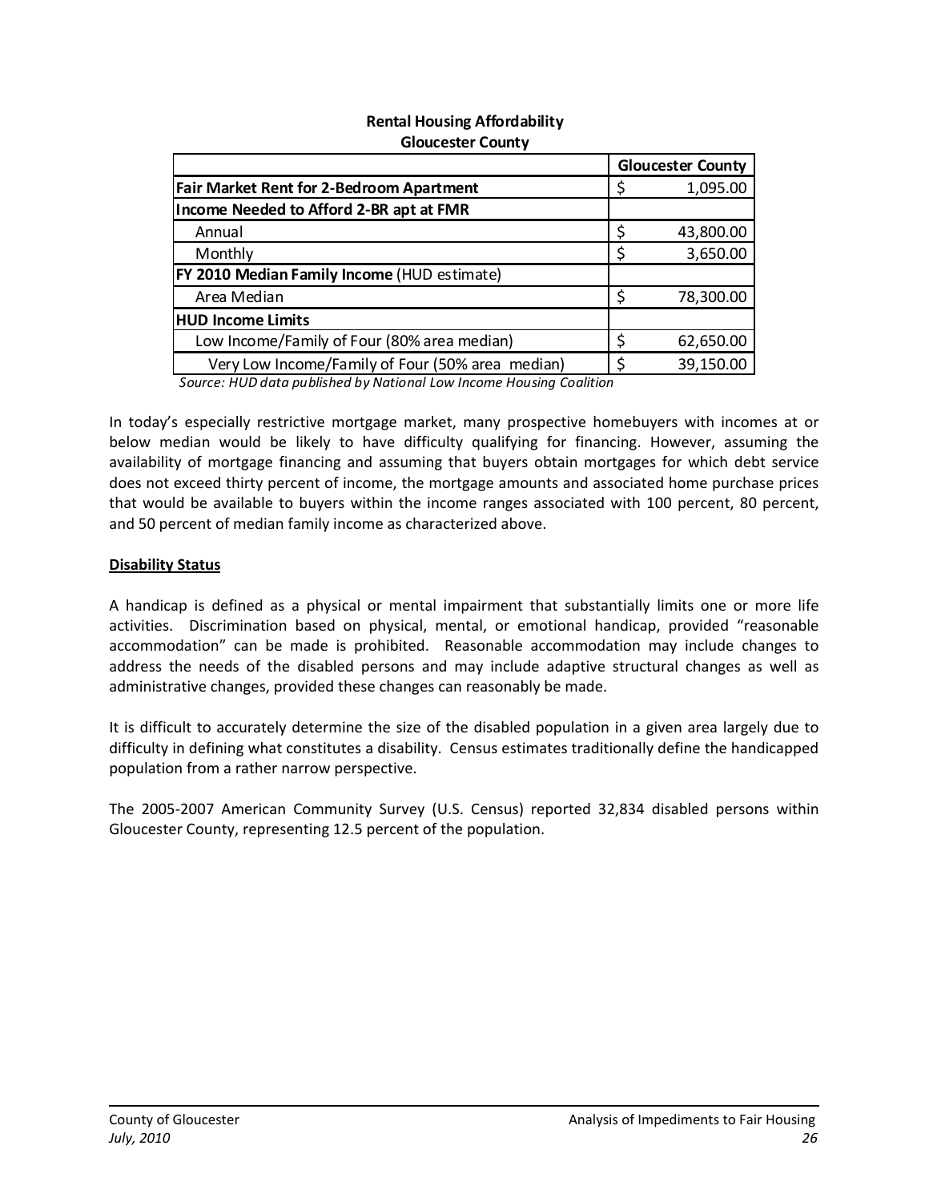**Rental Housing Affordability**
**Gloucester County**

| | Gloucester County |
|---|---|
| **Fair Market Rent for 2-Bedroom Apartment** | $ 1,095.00 |
| **Income Needed to Afford 2-BR apt at FMR** | |
| Annual | $ 43,800.00 |
| Monthly | $ 3,650.00 |
| **FY 2010 Median Family Income** (HUD estimate) | |
| Area Median | $ 78,300.00 |
| **HUD Income Limits** | |
| Low Income/Family of Four (80% area median) | $ 62,650.00 |
| Very Low Income/Family of Four (50% area median) | $ 39,150.00 |

*Source: HUD data published by National Low Income Housing Coalition*

In today's especially restrictive mortgage market, many prospective homebuyers with incomes at or below median would be likely to have difficulty qualifying for financing. However, assuming the availability of mortgage financing and assuming that buyers obtain mortgages for which debt service does not exceed thirty percent of income, the mortgage amounts and associated home purchase prices that would be available to buyers within the income ranges associated with 100 percent, 80 percent, and 50 percent of median family income as characterized above.

**Disability Status**

A handicap is defined as a physical or mental impairment that substantially limits one or more life activities. Discrimination based on physical, mental, or emotional handicap, provided "reasonable accommodation" can be made is prohibited. Reasonable accommodation may include changes to address the needs of the disabled persons and may include adaptive structural changes as well as administrative changes, provided these changes can reasonably be made.

It is difficult to accurately determine the size of the disabled population in a given area largely due to difficulty in defining what constitutes a disability. Census estimates traditionally define the handicapped population from a rather narrow perspective.

The 2005-2007 American Community Survey (U.S. Census) reported 32,834 disabled persons within Gloucester County, representing 12.5 percent of the population.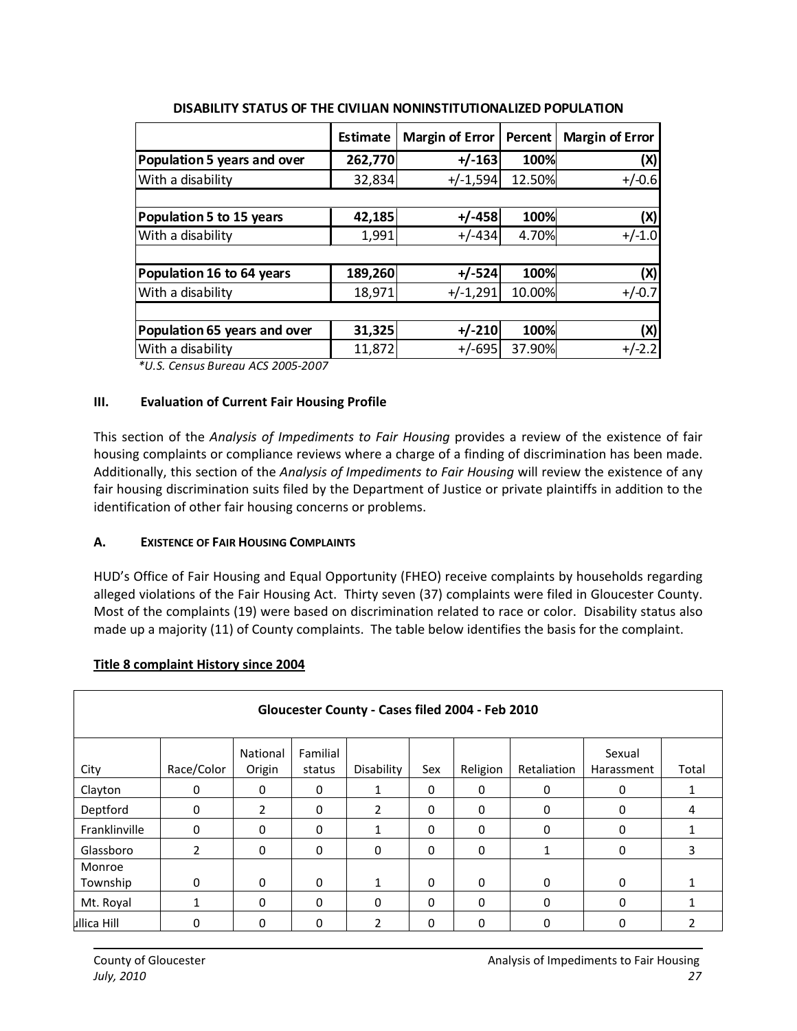**DISABILITY STATUS OF THE CIVILIAN NONINSTITUTIONALIZED POPULATION**

| | Estimate | Margin of Error | Percent | Margin of Error |
|---|---|---|---|---|
| **Population 5 years and over** | **262,770** | **+/-163** | **100%** | **(X)** |
| With a disability | 32,834 | +/-1,594 | 12.50% | +/-0.6 |
| | | | | |
| **Population 5 to 15 years** | **42,185** | **+/-458** | **100%** | **(X)** |
| With a disability | 1,991 | +/-434 | 4.70% | +/-1.0 |
| | | | | |
| **Population 16 to 64 years** | **189,260** | **+/-524** | **100%** | **(X)** |
| With a disability | 18,971 | +/-1,291 | 10.00% | +/-0.7 |
| | | | | |
| **Population 65 years and over** | **31,325** | **+/-210** | **100%** | **(X)** |
| With a disability | 11,872 | +/-695 | 37.90% | +/-2.2 |

*\*U.S. Census Bureau ACS 2005-2007*

### III. Evaluation of Current Fair Housing Profile

This section of the *Analysis of Impediments to Fair Housing* provides a review of the existence of fair housing complaints or compliance reviews where a charge of a finding of discrimination has been made. Additionally, this section of the *Analysis of Impediments to Fair Housing* will review the existence of any fair housing discrimination suits filed by the Department of Justice or private plaintiffs in addition to the identification of other fair housing concerns or problems.

#### A. EXISTENCE OF FAIR HOUSING COMPLAINTS

HUD's Office of Fair Housing and Equal Opportunity (FHEO) receive complaints by households regarding alleged violations of the Fair Housing Act. Thirty seven (37) complaints were filed in Gloucester County. Most of the complaints (19) were based on discrimination related to race or color. Disability status also made up a majority (11) of County complaints. The table below identifies the basis for the complaint.

**Title 8 complaint History since 2004**

| Gloucester County - Cases filed 2004 - Feb 2010 | | | | | | | | | |
|---|---|---|---|---|---|---|---|---|---|
| City | Race/Color | National Origin | Familial status | Disability | Sex | Religion | Retaliation | Sexual Harassment | Total |
| Clayton | 0 | 0 | 0 | 1 | 0 | 0 | 0 | 0 | 1 |
| Deptford | 0 | 2 | 0 | 2 | 0 | 0 | 0 | 0 | 4 |
| Franklinville | 0 | 0 | 0 | 1 | 0 | 0 | 0 | 0 | 1 |
| Glassboro | 2 | 0 | 0 | 0 | 0 | 0 | 1 | 0 | 3 |
| Monroe Township | 0 | 0 | 0 | 1 | 0 | 0 | 0 | 0 | 1 |
| Mt. Royal | 1 | 0 | 0 | 0 | 0 | 0 | 0 | 0 | 1 |
| ullica Hill | 0 | 0 | 0 | 2 | 0 | 0 | 0 | 0 | 2 |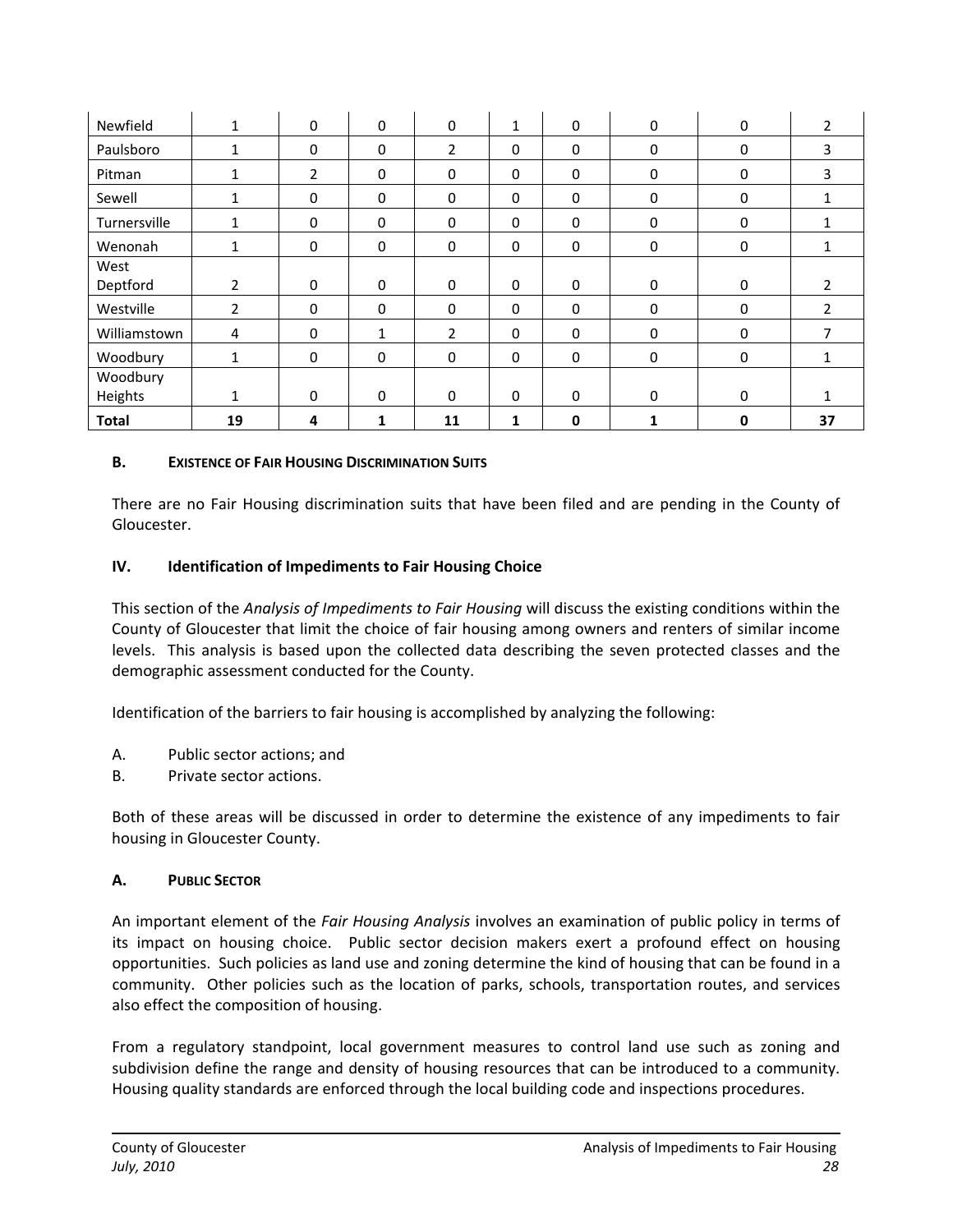| Newfield | 1 | 0 | 0 | 0 | 1 | 0 | 0 | 0 | 2 |
|---|---|---|---|---|---|---|---|---|---|
| Paulsboro | 1 | 0 | 0 | 2 | 0 | 0 | 0 | 0 | 3 |
| Pitman | 1 | 2 | 0 | 0 | 0 | 0 | 0 | 0 | 3 |
| Sewell | 1 | 0 | 0 | 0 | 0 | 0 | 0 | 0 | 1 |
| Turnersville | 1 | 0 | 0 | 0 | 0 | 0 | 0 | 0 | 1 |
| Wenonah | 1 | 0 | 0 | 0 | 0 | 0 | 0 | 0 | 1 |
| West Deptford | 2 | 0 | 0 | 0 | 0 | 0 | 0 | 0 | 2 |
| Westville | 2 | 0 | 0 | 0 | 0 | 0 | 0 | 0 | 2 |
| Williamstown | 4 | 0 | 1 | 2 | 0 | 0 | 0 | 0 | 7 |
| Woodbury | 1 | 0 | 0 | 0 | 0 | 0 | 0 | 0 | 1 |
| Woodbury Heights | 1 | 0 | 0 | 0 | 0 | 0 | 0 | 0 | 1 |
| **Total** | **19** | **4** | **1** | **11** | **1** | **0** | **1** | **0** | **37** |

### B. Existence of Fair Housing Discrimination Suits

There are no Fair Housing discrimination suits that have been filed and are pending in the County of Gloucester.

## IV. Identification of Impediments to Fair Housing Choice

This section of the *Analysis of Impediments to Fair Housing* will discuss the existing conditions within the County of Gloucester that limit the choice of fair housing among owners and renters of similar income levels. This analysis is based upon the collected data describing the seven protected classes and the demographic assessment conducted for the County.

Identification of the barriers to fair housing is accomplished by analyzing the following:

A. Public sector actions; and
B. Private sector actions.

Both of these areas will be discussed in order to determine the existence of any impediments to fair housing in Gloucester County.

### A. Public Sector

An important element of the *Fair Housing Analysis* involves an examination of public policy in terms of its impact on housing choice. Public sector decision makers exert a profound effect on housing opportunities. Such policies as land use and zoning determine the kind of housing that can be found in a community. Other policies such as the location of parks, schools, transportation routes, and services also effect the composition of housing.

From a regulatory standpoint, local government measures to control land use such as zoning and subdivision define the range and density of housing resources that can be introduced to a community. Housing quality standards are enforced through the local building code and inspections procedures.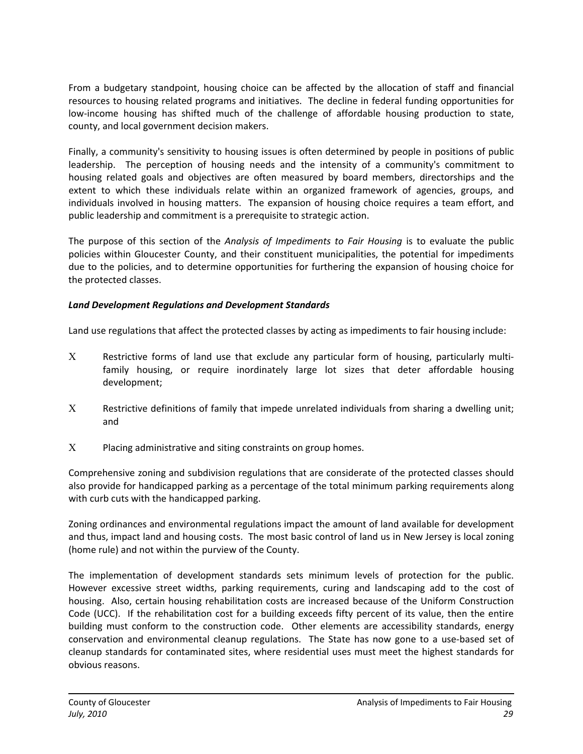From a budgetary standpoint, housing choice can be affected by the allocation of staff and financial resources to housing related programs and initiatives. The decline in federal funding opportunities for low-income housing has shifted much of the challenge of affordable housing production to state, county, and local government decision makers.

Finally, a community's sensitivity to housing issues is often determined by people in positions of public leadership. The perception of housing needs and the intensity of a community's commitment to housing related goals and objectives are often measured by board members, directorships and the extent to which these individuals relate within an organized framework of agencies, groups, and individuals involved in housing matters. The expansion of housing choice requires a team effort, and public leadership and commitment is a prerequisite to strategic action.

The purpose of this section of the *Analysis of Impediments to Fair Housing* is to evaluate the public policies within Gloucester County, and their constituent municipalities, the potential for impediments due to the policies, and to determine opportunities for furthering the expansion of housing choice for the protected classes.

***Land Development Regulations and Development Standards***

Land use regulations that affect the protected classes by acting as impediments to fair housing include:

- Restrictive forms of land use that exclude any particular form of housing, particularly multi-family housing, or require inordinately large lot sizes that deter affordable housing development;
- Restrictive definitions of family that impede unrelated individuals from sharing a dwelling unit; and
- Placing administrative and siting constraints on group homes.

Comprehensive zoning and subdivision regulations that are considerate of the protected classes should also provide for handicapped parking as a percentage of the total minimum parking requirements along with curb cuts with the handicapped parking.

Zoning ordinances and environmental regulations impact the amount of land available for development and thus, impact land and housing costs. The most basic control of land us in New Jersey is local zoning (home rule) and not within the purview of the County.

The implementation of development standards sets minimum levels of protection for the public. However excessive street widths, parking requirements, curing and landscaping add to the cost of housing. Also, certain housing rehabilitation costs are increased because of the Uniform Construction Code (UCC). If the rehabilitation cost for a building exceeds fifty percent of its value, then the entire building must conform to the construction code. Other elements are accessibility standards, energy conservation and environmental cleanup regulations. The State has now gone to a use-based set of cleanup standards for contaminated sites, where residential uses must meet the highest standards for obvious reasons.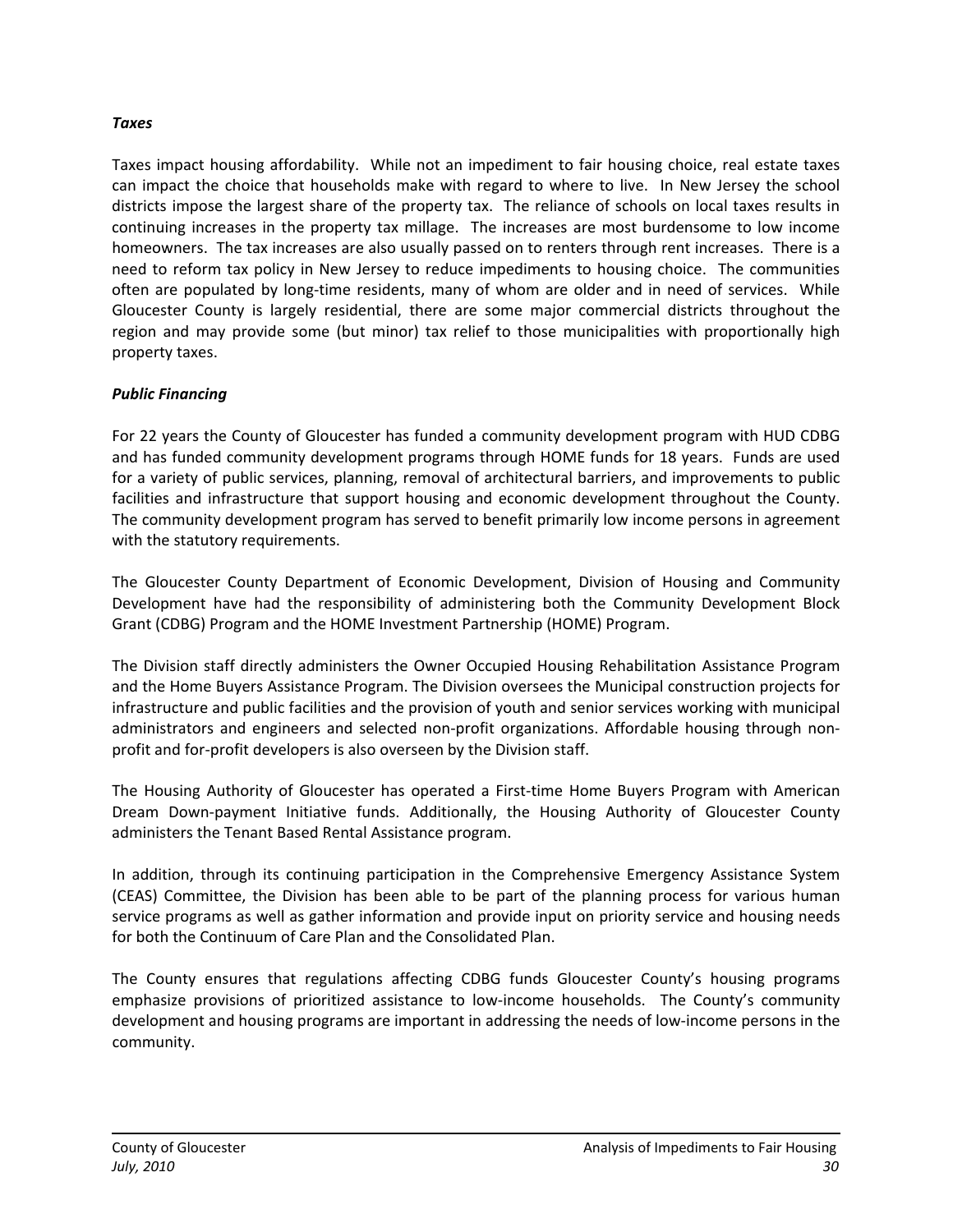***Taxes***

Taxes impact housing affordability. While not an impediment to fair housing choice, real estate taxes can impact the choice that households make with regard to where to live. In New Jersey the school districts impose the largest share of the property tax. The reliance of schools on local taxes results in continuing increases in the property tax millage. The increases are most burdensome to low income homeowners. The tax increases are also usually passed on to renters through rent increases. There is a need to reform tax policy in New Jersey to reduce impediments to housing choice. The communities often are populated by long-time residents, many of whom are older and in need of services. While Gloucester County is largely residential, there are some major commercial districts throughout the region and may provide some (but minor) tax relief to those municipalities with proportionally high property taxes.

***Public Financing***

For 22 years the County of Gloucester has funded a community development program with HUD CDBG and has funded community development programs through HOME funds for 18 years. Funds are used for a variety of public services, planning, removal of architectural barriers, and improvements to public facilities and infrastructure that support housing and economic development throughout the County. The community development program has served to benefit primarily low income persons in agreement with the statutory requirements.

The Gloucester County Department of Economic Development, Division of Housing and Community Development have had the responsibility of administering both the Community Development Block Grant (CDBG) Program and the HOME Investment Partnership (HOME) Program.

The Division staff directly administers the Owner Occupied Housing Rehabilitation Assistance Program and the Home Buyers Assistance Program. The Division oversees the Municipal construction projects for infrastructure and public facilities and the provision of youth and senior services working with municipal administrators and engineers and selected non-profit organizations. Affordable housing through non-profit and for-profit developers is also overseen by the Division staff.

The Housing Authority of Gloucester has operated a First-time Home Buyers Program with American Dream Down-payment Initiative funds. Additionally, the Housing Authority of Gloucester County administers the Tenant Based Rental Assistance program.

In addition, through its continuing participation in the Comprehensive Emergency Assistance System (CEAS) Committee, the Division has been able to be part of the planning process for various human service programs as well as gather information and provide input on priority service and housing needs for both the Continuum of Care Plan and the Consolidated Plan.

The County ensures that regulations affecting CDBG funds Gloucester County's housing programs emphasize provisions of prioritized assistance to low-income households. The County's community development and housing programs are important in addressing the needs of low-income persons in the community.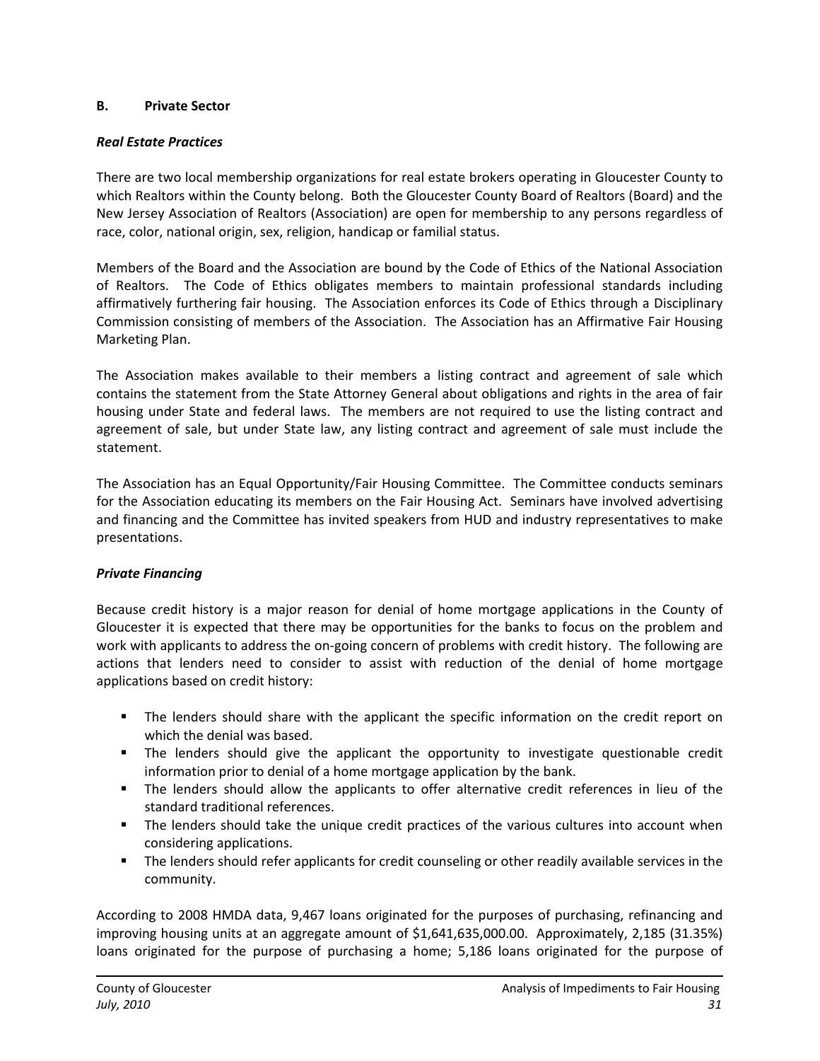## B. Private Sector

### *Real Estate Practices*

There are two local membership organizations for real estate brokers operating in Gloucester County to which Realtors within the County belong. Both the Gloucester County Board of Realtors (Board) and the New Jersey Association of Realtors (Association) are open for membership to any persons regardless of race, color, national origin, sex, religion, handicap or familial status.

Members of the Board and the Association are bound by the Code of Ethics of the National Association of Realtors. The Code of Ethics obligates members to maintain professional standards including affirmatively furthering fair housing. The Association enforces its Code of Ethics through a Disciplinary Commission consisting of members of the Association. The Association has an Affirmative Fair Housing Marketing Plan.

The Association makes available to their members a listing contract and agreement of sale which contains the statement from the State Attorney General about obligations and rights in the area of fair housing under State and federal laws. The members are not required to use the listing contract and agreement of sale, but under State law, any listing contract and agreement of sale must include the statement.

The Association has an Equal Opportunity/Fair Housing Committee. The Committee conducts seminars for the Association educating its members on the Fair Housing Act. Seminars have involved advertising and financing and the Committee has invited speakers from HUD and industry representatives to make presentations.

### *Private Financing*

Because credit history is a major reason for denial of home mortgage applications in the County of Gloucester it is expected that there may be opportunities for the banks to focus on the problem and work with applicants to address the on-going concern of problems with credit history. The following are actions that lenders need to consider to assist with reduction of the denial of home mortgage applications based on credit history:

- The lenders should share with the applicant the specific information on the credit report on which the denial was based.
- The lenders should give the applicant the opportunity to investigate questionable credit information prior to denial of a home mortgage application by the bank.
- The lenders should allow the applicants to offer alternative credit references in lieu of the standard traditional references.
- The lenders should take the unique credit practices of the various cultures into account when considering applications.
- The lenders should refer applicants for credit counseling or other readily available services in the community.

According to 2008 HMDA data, 9,467 loans originated for the purposes of purchasing, refinancing and improving housing units at an aggregate amount of $1,641,635,000.00. Approximately, 2,185 (31.35%) loans originated for the purpose of purchasing a home; 5,186 loans originated for the purpose of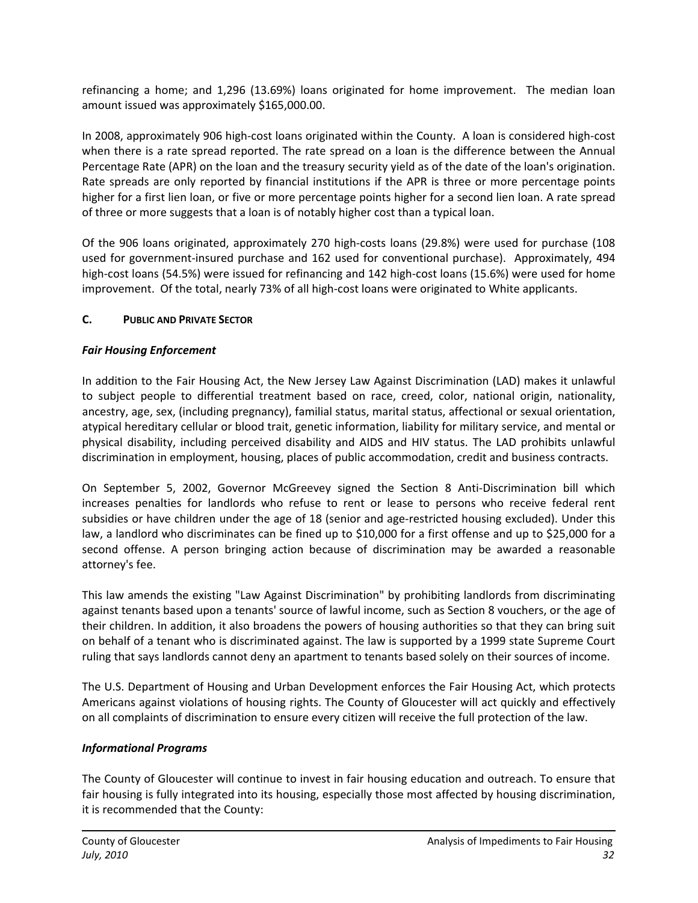refinancing a home; and 1,296 (13.69%) loans originated for home improvement. The median loan amount issued was approximately $165,000.00.

In 2008, approximately 906 high-cost loans originated within the County. A loan is considered high-cost when there is a rate spread reported. The rate spread on a loan is the difference between the Annual Percentage Rate (APR) on the loan and the treasury security yield as of the date of the loan's origination. Rate spreads are only reported by financial institutions if the APR is three or more percentage points higher for a first lien loan, or five or more percentage points higher for a second lien loan. A rate spread of three or more suggests that a loan is of notably higher cost than a typical loan.

Of the 906 loans originated, approximately 270 high-costs loans (29.8%) were used for purchase (108 used for government-insured purchase and 162 used for conventional purchase). Approximately, 494 high-cost loans (54.5%) were issued for refinancing and 142 high-cost loans (15.6%) were used for home improvement. Of the total, nearly 73% of all high-cost loans were originated to White applicants.

### C. PUBLIC AND PRIVATE SECTOR

***Fair Housing Enforcement***

In addition to the Fair Housing Act, the New Jersey Law Against Discrimination (LAD) makes it unlawful to subject people to differential treatment based on race, creed, color, national origin, nationality, ancestry, age, sex, (including pregnancy), familial status, marital status, affectional or sexual orientation, atypical hereditary cellular or blood trait, genetic information, liability for military service, and mental or physical disability, including perceived disability and AIDS and HIV status. The LAD prohibits unlawful discrimination in employment, housing, places of public accommodation, credit and business contracts.

On September 5, 2002, Governor McGreevey signed the Section 8 Anti-Discrimination bill which increases penalties for landlords who refuse to rent or lease to persons who receive federal rent subsidies or have children under the age of 18 (senior and age-restricted housing excluded). Under this law, a landlord who discriminates can be fined up to $10,000 for a first offense and up to $25,000 for a second offense. A person bringing action because of discrimination may be awarded a reasonable attorney's fee.

This law amends the existing "Law Against Discrimination" by prohibiting landlords from discriminating against tenants based upon a tenants' source of lawful income, such as Section 8 vouchers, or the age of their children. In addition, it also broadens the powers of housing authorities so that they can bring suit on behalf of a tenant who is discriminated against. The law is supported by a 1999 state Supreme Court ruling that says landlords cannot deny an apartment to tenants based solely on their sources of income.

The U.S. Department of Housing and Urban Development enforces the Fair Housing Act, which protects Americans against violations of housing rights. The County of Gloucester will act quickly and effectively on all complaints of discrimination to ensure every citizen will receive the full protection of the law.

***Informational Programs***

The County of Gloucester will continue to invest in fair housing education and outreach. To ensure that fair housing is fully integrated into its housing, especially those most affected by housing discrimination, it is recommended that the County: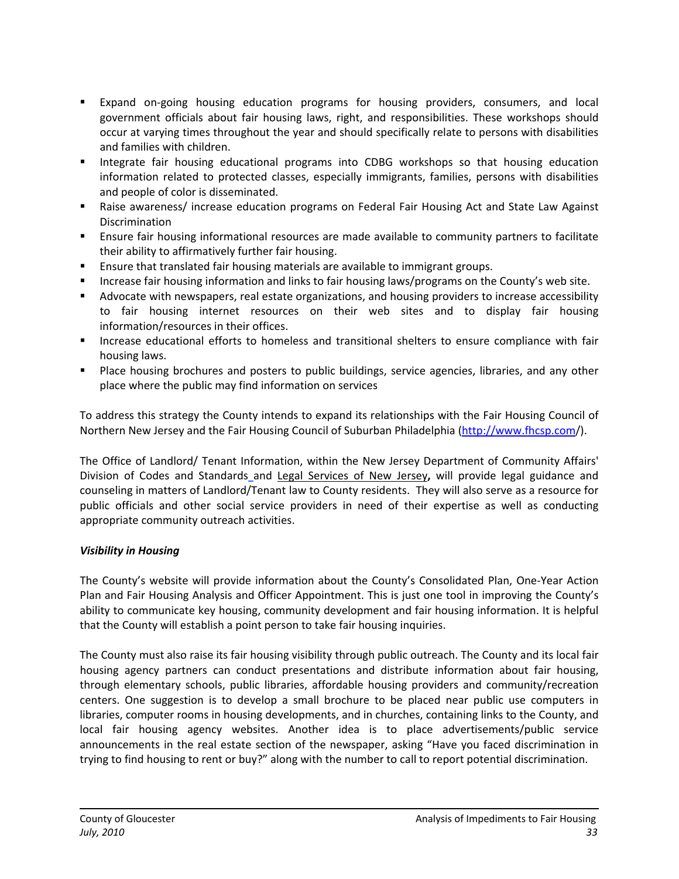- Expand on-going housing education programs for housing providers, consumers, and local government officials about fair housing laws, right, and responsibilities. These workshops should occur at varying times throughout the year and should specifically relate to persons with disabilities and families with children.
- Integrate fair housing educational programs into CDBG workshops so that housing education information related to protected classes, especially immigrants, families, persons with disabilities and people of color is disseminated.
- Raise awareness/ increase education programs on Federal Fair Housing Act and State Law Against Discrimination
- Ensure fair housing informational resources are made available to community partners to facilitate their ability to affirmatively further fair housing.
- Ensure that translated fair housing materials are available to immigrant groups.
- Increase fair housing information and links to fair housing laws/programs on the County's web site.
- Advocate with newspapers, real estate organizations, and housing providers to increase accessibility to fair housing internet resources on their web sites and to display fair housing information/resources in their offices.
- Increase educational efforts to homeless and transitional shelters to ensure compliance with fair housing laws.
- Place housing brochures and posters to public buildings, service agencies, libraries, and any other place where the public may find information on services

To address this strategy the County intends to expand its relationships with the Fair Housing Council of Northern New Jersey and the Fair Housing Council of Suburban Philadelphia (http://www.fhcsp.com/).

The Office of Landlord/ Tenant Information, within the New Jersey Department of Community Affairs' Division of Codes and Standards and Legal Services of New Jersey**,** will provide legal guidance and counseling in matters of Landlord/Tenant law to County residents. They will also serve as a resource for public officials and other social service providers in need of their expertise as well as conducting appropriate community outreach activities.

***Visibility in Housing***

The County's website will provide information about the County's Consolidated Plan, One-Year Action Plan and Fair Housing Analysis and Officer Appointment. This is just one tool in improving the County's ability to communicate key housing, community development and fair housing information. It is helpful that the County will establish a point person to take fair housing inquiries.

The County must also raise its fair housing visibility through public outreach. The County and its local fair housing agency partners can conduct presentations and distribute information about fair housing, through elementary schools, public libraries, affordable housing providers and community/recreation centers. One suggestion is to develop a small brochure to be placed near public use computers in libraries, computer rooms in housing developments, and in churches, containing links to the County, and local fair housing agency websites. Another idea is to place advertisements/public service announcements in the real estate section of the newspaper, asking "Have you faced discrimination in trying to find housing to rent or buy?" along with the number to call to report potential discrimination.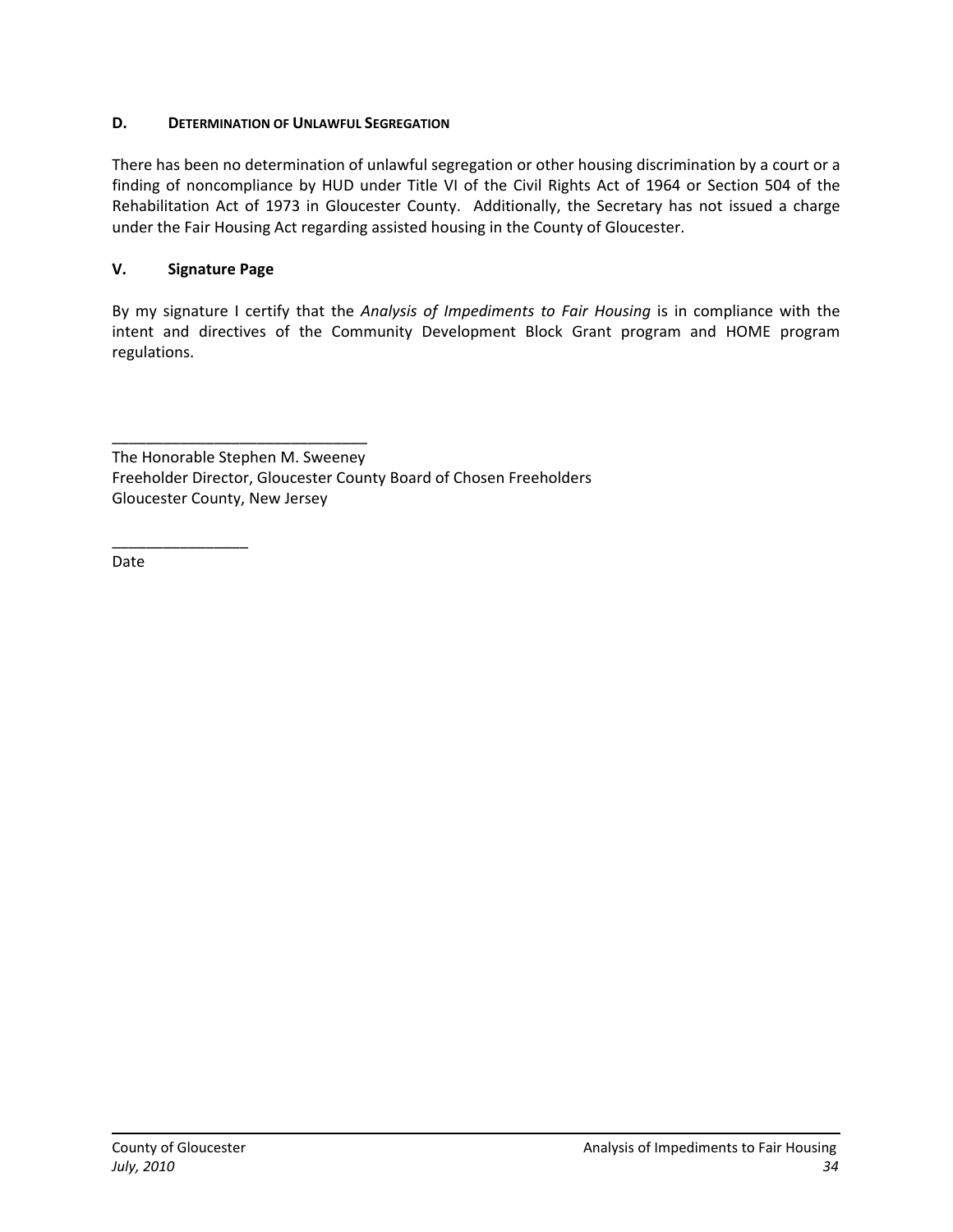### D. DETERMINATION OF UNLAWFUL SEGREGATION

There has been no determination of unlawful segregation or other housing discrimination by a court or a finding of noncompliance by HUD under Title VI of the Civil Rights Act of 1964 or Section 504 of the Rehabilitation Act of 1973 in Gloucester County. Additionally, the Secretary has not issued a charge under the Fair Housing Act regarding assisted housing in the County of Gloucester.

## V. Signature Page

By my signature I certify that the *Analysis of Impediments to Fair Housing* is in compliance with the intent and directives of the Community Development Block Grant program and HOME program regulations.

______________________________
The Honorable Stephen M. Sweeney
Freeholder Director, Gloucester County Board of Chosen Freeholders
Gloucester County, New Jersey

________________
Date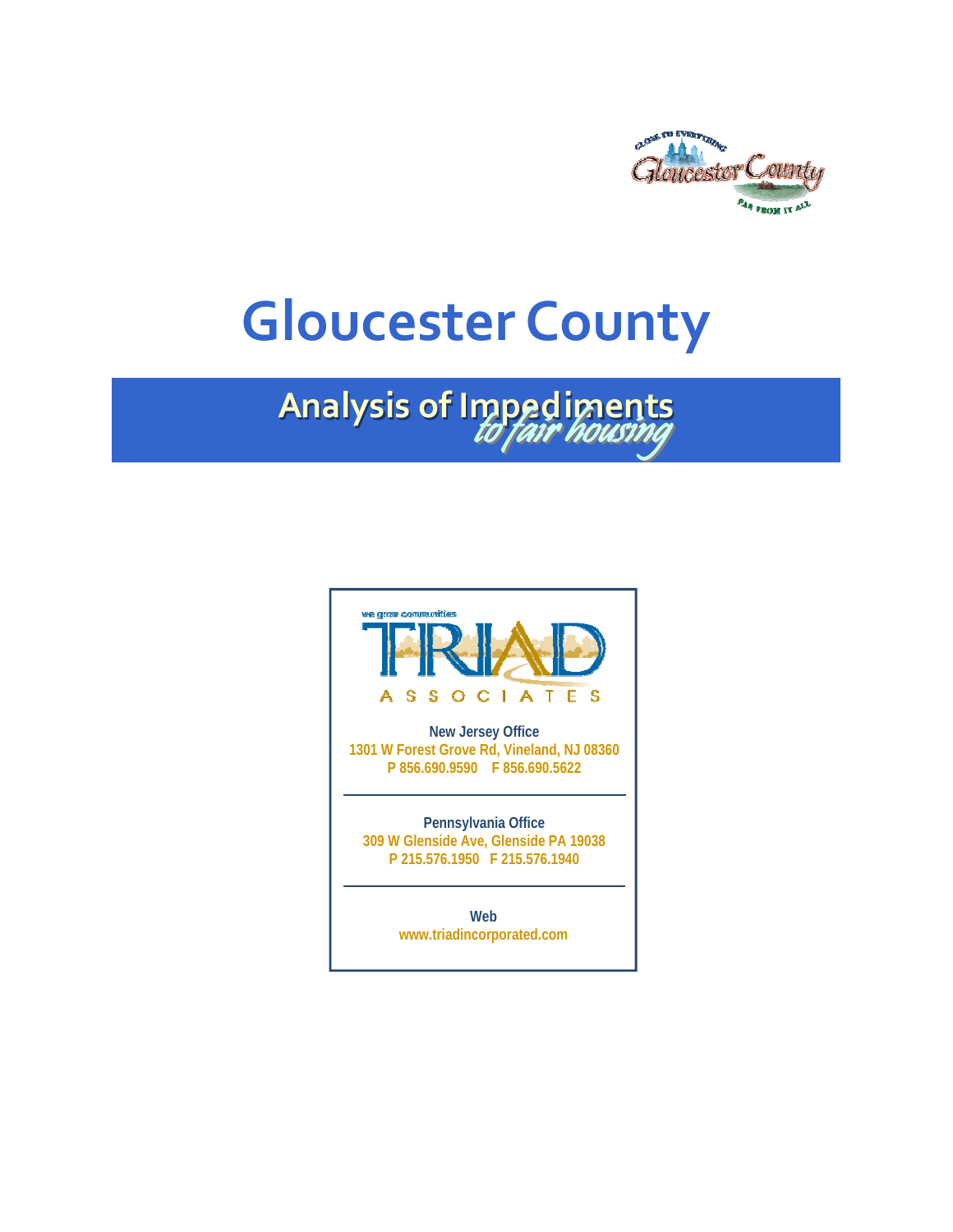# Gloucester County

## Analysis of Impediments *to fair housing*

we grow communities

TRIAD ASSOCIATES

**New Jersey Office**
1301 W Forest Grove Rd, Vineland, NJ 08360
P 856.690.9590 F 856.690.5622

**Pennsylvania Office**
309 W Glenside Ave, Glenside PA 19038
P 215.576.1950 F 215.576.1940

**Web**
www.triadincorporated.com